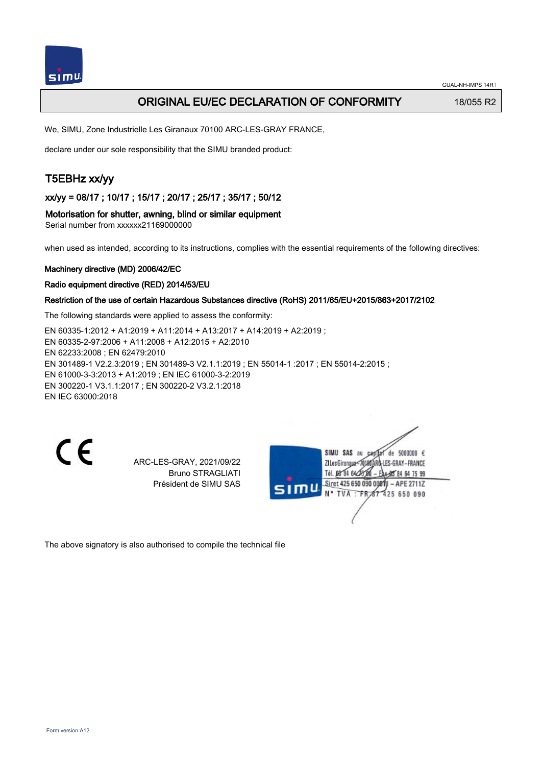GUAL-NH-IMPS 14R1

# ORIGINAL EU/EC DECLARATION OF CONFORMITY

18/055 R2

We, SIMU, Zone Industrielle Les Giranaux 70100 ARC-LES-GRAY FRANCE,

declare under our sole responsibility that the SIMU branded product:

## T5EBHz xx/yy

### xx/yy = 08/17 ; 10/17 ; 15/17 ; 20/17 ; 25/17 ; 35/17 ; 50/12

### Motorisation for shutter, awning, blind or similar equipment

Serial number from xxxxxx21169000000

when used as intended, according to its instructions, complies with the essential requirements of the following directives:

**Machinery directive (MD) 2006/42/EC**

**Radio equipment directive (RED) 2014/53/EU**

**Restriction of the use of certain Hazardous Substances directive (RoHS) 2011/65/EU+2015/863+2017/2102**

The following standards were applied to assess the conformity:

EN 60335-1:2012 + A1:2019 + A11:2014 + A13:2017 + A14:2019 + A2:2019 ;
EN 60335-2-97:2006 + A11:2008 + A12:2015 + A2:2010
EN 62233:2008 ; EN 62479:2010
EN 301489-1 V2.2.3:2019 ; EN 301489-3 V2.1.1:2019 ; EN 55014-1 :2017 ; EN 55014-2:2015 ;
EN 61000-3-3:2013 + A1:2019 ; EN IEC 61000-3-2:2019
EN 300220-1 V3.1.1:2017 ; EN 300220-2 V3.2.1:2018
EN IEC 63000:2018

CE

ARC-LES-GRAY, 2021/09/22
Bruno STRAGLIATI
Président de SIMU SAS

SIMU SAS au capital de 5000000 €
ZI Les Giranaux 70100 ARC-LES-GRAY-FRANCE
Tél. 03 84 64 75 00 – Fax 03 84 64 75 99
Siret 425 650 090 00011 – APE 2711Z
N° TVA : FR 87 425 650 090

The above signatory is also authorised to compile the technical file

Form version A12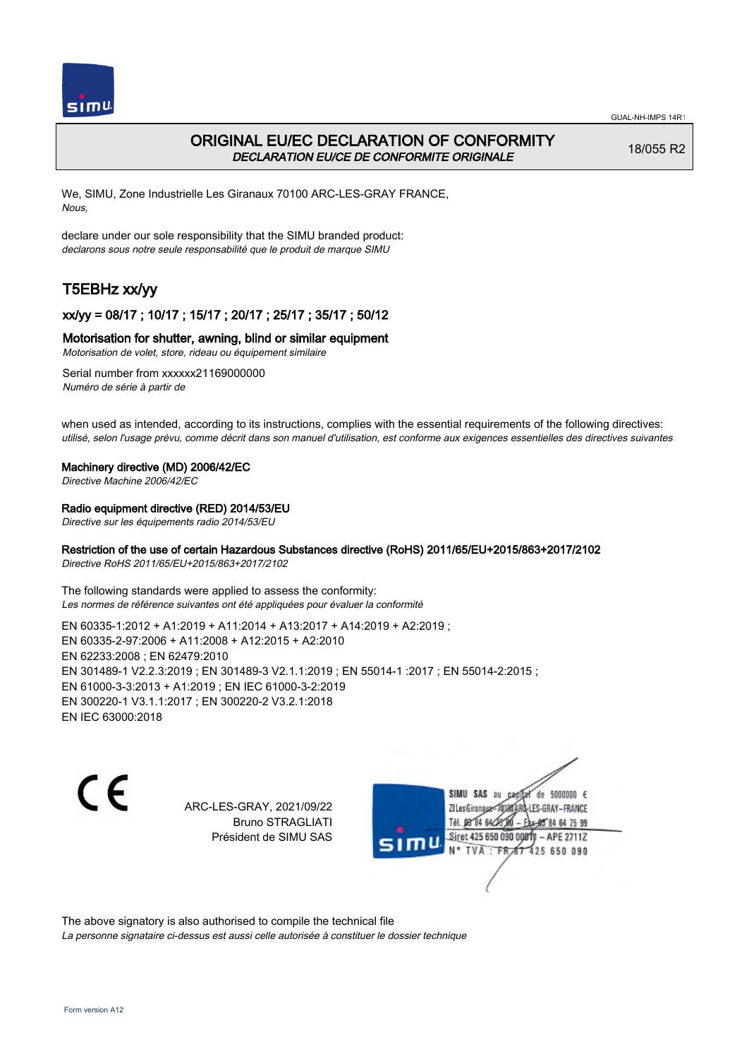# ORIGINAL EU/EC DECLARATION OF CONFORMITY

*DECLARATION EU/CE DE CONFORMITE ORIGINALE*

18/055 R2

We, SIMU, Zone Industrielle Les Giranaux 70100 ARC-LES-GRAY FRANCE,
*Nous,*

declare under our sole responsibility that the SIMU branded product:
*declarons sous notre seule responsabilité que le produit de marque SIMU*

## T5EBHz xx/yy

### xx/yy = 08/17 ; 10/17 ; 15/17 ; 20/17 ; 25/17 ; 35/17 ; 50/12

### Motorisation for shutter, awning, blind or similar equipment

*Motorisation de volet, store, rideau ou équipement similaire*

Serial number from xxxxxx21169000000
*Numéro de série à partir de*

when used as intended, according to its instructions, complies with the essential requirements of the following directives:
*utilisé, selon l'usage prévu, comme décrit dans son manuel d'utilisation, est conforme aux exigences essentielles des directives suivantes*

**Machinery directive (MD) 2006/42/EC**
*Directive Machine 2006/42/EC*

**Radio equipment directive (RED) 2014/53/EU**
*Directive sur les équipements radio 2014/53/EU*

**Restriction of the use of certain Hazardous Substances directive (RoHS) 2011/65/EU+2015/863+2017/2102**
*Directive RoHS 2011/65/EU+2015/863+2017/2102*

The following standards were applied to assess the conformity:
*Les normes de référence suivantes ont été appliquées pour évaluer la conformité*

EN 60335-1:2012 + A1:2019 + A11:2014 + A13:2017 + A14:2019 + A2:2019 ;
EN 60335-2-97:2006 + A11:2008 + A12:2015 + A2:2010
EN 62233:2008 ; EN 62479:2010
EN 301489-1 V2.2.3:2019 ; EN 301489-3 V2.1.1:2019 ; EN 55014-1 :2017 ; EN 55014-2:2015 ;
EN 61000-3-3:2013 + A1:2019 ; EN IEC 61000-3-2:2019
EN 300220-1 V3.1.1:2017 ; EN 300220-2 V3.2.1:2018
EN IEC 63000:2018

CE

ARC-LES-GRAY, 2021/09/22
Bruno STRAGLIATI
Président de SIMU SAS

SIMU SAS au capital de 5000000 €
ZI Les Giranaux 70100 ARC-LES-GRAY-FRANCE
Tél. 03 84 64 75 00 – Fax 03 84 64 75 99
Siret 425 650 090 00011 – APE 2711Z
N° TVA : FR 87 425 650 090

The above signatory is also authorised to compile the technical file
*La personne signataire ci-dessus est aussi celle autorisée à constituer le dossier technique*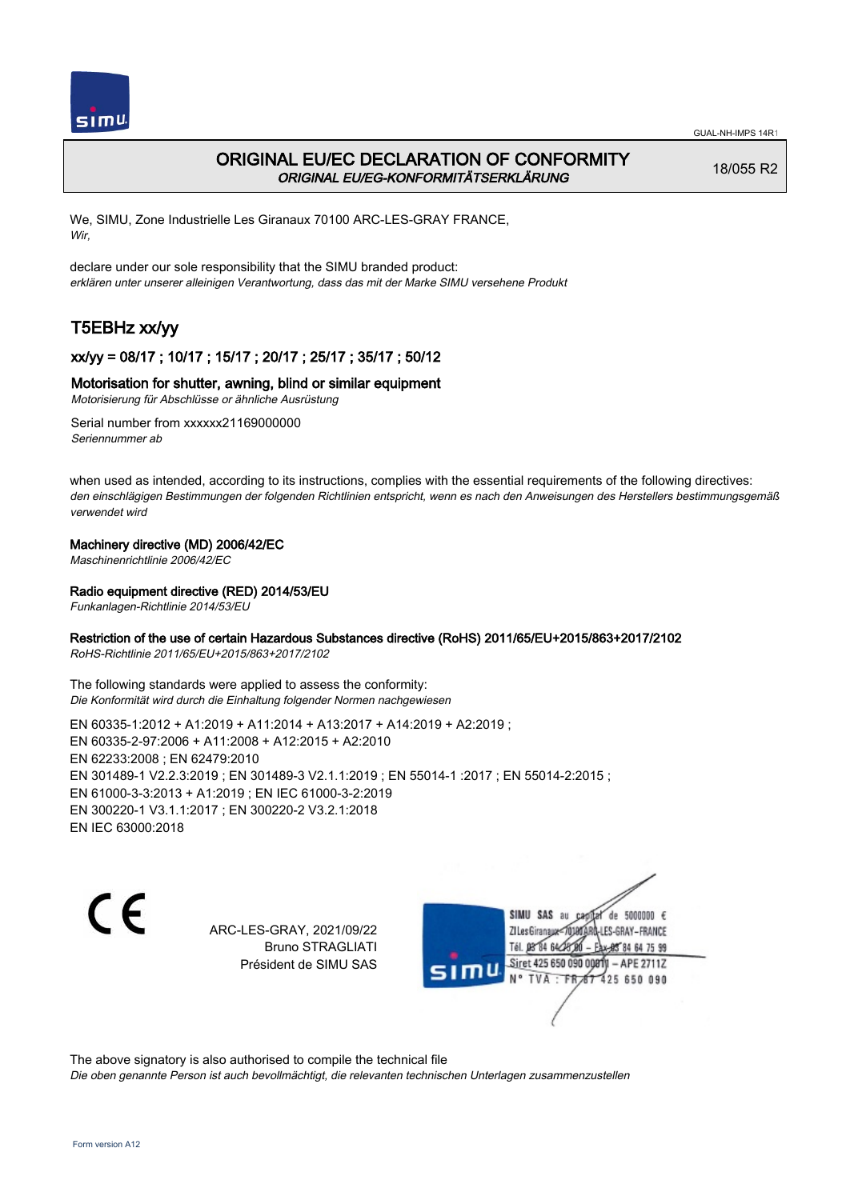# ORIGINAL EU/EC DECLARATION OF CONFORMITY
*ORIGINAL EU/EG-KONFORMITÄTSERKLÄRUNG*

18/055 R2

We, SIMU, Zone Industrielle Les Giranaux 70100 ARC-LES-GRAY FRANCE,
*Wir,*

declare under our sole responsibility that the SIMU branded product:
*erklären unter unserer alleinigen Verantwortung, dass das mit der Marke SIMU versehene Produkt*

## T5EBHz xx/yy

### xx/yy = 08/17 ; 10/17 ; 15/17 ; 20/17 ; 25/17 ; 35/17 ; 50/12

### Motorisation for shutter, awning, blind or similar equipment
*Motorisierung für Abschlüsse or ähnliche Ausrüstung*

Serial number from xxxxxx21169000000
*Seriennummer ab*

when used as intended, according to its instructions, complies with the essential requirements of the following directives:
*den einschlägigen Bestimmungen der folgenden Richtlinien entspricht, wenn es nach den Anweisungen des Herstellers bestimmungsgemäß verwendet wird*

**Machinery directive (MD) 2006/42/EC**
*Maschinenrichtlinie 2006/42/EC*

**Radio equipment directive (RED) 2014/53/EU**
*Funkanlagen-Richtlinie 2014/53/EU*

**Restriction of the use of certain Hazardous Substances directive (RoHS) 2011/65/EU+2015/863+2017/2102**
*RoHS-Richtlinie 2011/65/EU+2015/863+2017/2102*

The following standards were applied to assess the conformity:
*Die Konformität wird durch die Einhaltung folgender Normen nachgewiesen*

EN 60335-1:2012 + A1:2019 + A11:2014 + A13:2017 + A14:2019 + A2:2019 ;
EN 60335-2-97:2006 + A11:2008 + A12:2015 + A2:2010
EN 62233:2008 ; EN 62479:2010
EN 301489-1 V2.2.3:2019 ; EN 301489-3 V2.1.1:2019 ; EN 55014-1 :2017 ; EN 55014-2:2015 ;
EN 61000-3-3:2013 + A1:2019 ; EN IEC 61000-3-2:2019
EN 300220-1 V3.1.1:2017 ; EN 300220-2 V3.2.1:2018
EN IEC 63000:2018

ARC-LES-GRAY, 2021/09/22
Bruno STRAGLIATI
Président de SIMU SAS

SIMU SAS au capital de 5000000 €
ZI Les Giranaux 70100 ARC-LES-GRAY-FRANCE
Tél. 03 84 64 75 00 – Fax 03 84 64 75 99
Siret 425 650 090 00011 – APE 2711Z
N° TVA : FR 87 425 650 090

The above signatory is also authorised to compile the technical file
*Die oben genannte Person ist auch bevollmächtigt, die relevanten technischen Unterlagen zusammenzustellen*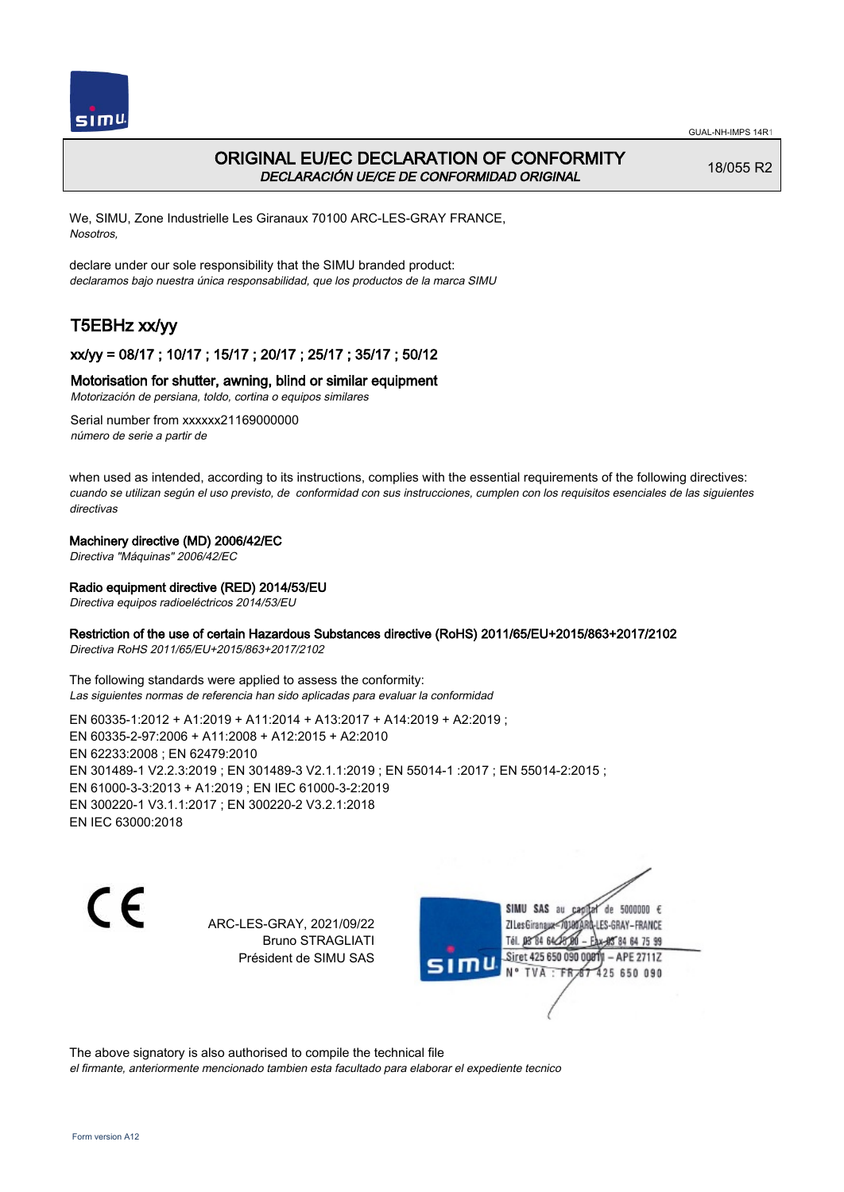# ORIGINAL EU/EC DECLARATION OF CONFORMITY

*DECLARACIÓN UE/CE DE CONFORMIDAD ORIGINAL*

18/055 R2

We, SIMU, Zone Industrielle Les Giranaux 70100 ARC-LES-GRAY FRANCE,
*Nosotros,*

declare under our sole responsibility that the SIMU branded product:
*declaramos bajo nuestra única responsabilidad, que los productos de la marca SIMU*

## T5EBHz xx/yy

### xx/yy = 08/17 ; 10/17 ; 15/17 ; 20/17 ; 25/17 ; 35/17 ; 50/12

### Motorisation for shutter, awning, blind or similar equipment

*Motorización de persiana, toldo, cortina o equipos similares*

Serial number from xxxxxx21169000000
*número de serie a partir de*

when used as intended, according to its instructions, complies with the essential requirements of the following directives:
*cuando se utilizan según el uso previsto, de conformidad con sus instrucciones, cumplen con los requisitos esenciales de las siguientes directivas*

**Machinery directive (MD) 2006/42/EC**
*Directiva "Máquinas" 2006/42/EC*

**Radio equipment directive (RED) 2014/53/EU**
*Directiva equipos radioeléctricos 2014/53/EU*

**Restriction of the use of certain Hazardous Substances directive (RoHS) 2011/65/EU+2015/863+2017/2102**
*Directiva RoHS 2011/65/EU+2015/863+2017/2102*

The following standards were applied to assess the conformity:
*Las siguientes normas de referencia han sido aplicadas para evaluar la conformidad*

EN 60335-1:2012 + A1:2019 + A11:2014 + A13:2017 + A14:2019 + A2:2019 ;
EN 60335-2-97:2006 + A11:2008 + A12:2015 + A2:2010
EN 62233:2008 ; EN 62479:2010
EN 301489-1 V2.2.3:2019 ; EN 301489-3 V2.1.1:2019 ; EN 55014-1 :2017 ; EN 55014-2:2015 ;
EN 61000-3-3:2013 + A1:2019 ; EN IEC 61000-3-2:2019
EN 300220-1 V3.1.1:2017 ; EN 300220-2 V3.2.1:2018
EN IEC 63000:2018

ARC-LES-GRAY, 2021/09/22
Bruno STRAGLIATI
Président de SIMU SAS

SIMU SAS au capital de 5000000 €
ZI Les Giranaux 70100 ARC-LES-GRAY-FRANCE
Tél. 03 84 64 75 00 – Fax 03 84 64 75 99
Siret 425 650 090 00011 – APE 2711Z
N° TVA : FR 87 425 650 090

The above signatory is also authorised to compile the technical file
*el firmante, anteriormente mencionado tambien esta facultado para elaborar el expediente tecnico*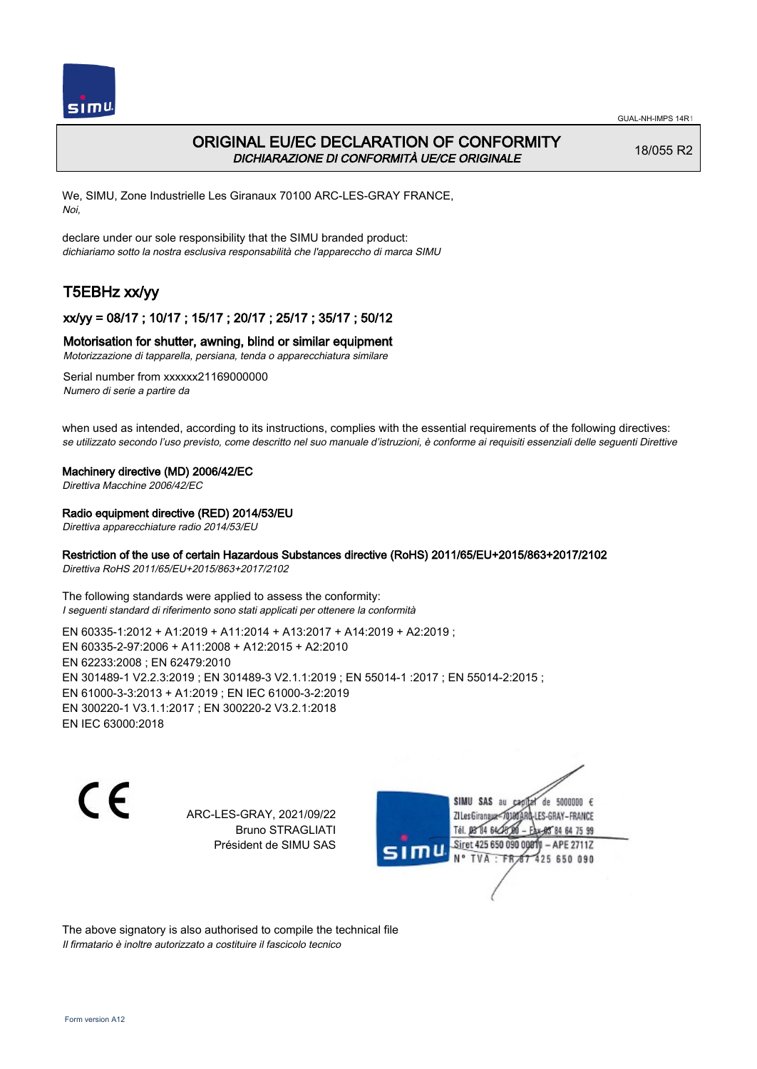# ORIGINAL EU/EC DECLARATION OF CONFORMITY

*DICHIARAZIONE DI CONFORMITÀ UE/CE ORIGINALE*

18/055 R2

We, SIMU, Zone Industrielle Les Giranaux 70100 ARC-LES-GRAY FRANCE,
*Noi,*

declare under our sole responsibility that the SIMU branded product:
*dichiariamo sotto la nostra esclusiva responsabilità che l'apparecchio di marca SIMU*

## T5EBHz xx/yy

### xx/yy = 08/17 ; 10/17 ; 15/17 ; 20/17 ; 25/17 ; 35/17 ; 50/12

### Motorisation for shutter, awning, blind or similar equipment

*Motorizzazione di tapparella, persiana, tenda o apparecchiatura similare*

Serial number from xxxxxx21169000000
*Numero di serie a partire da*

when used as intended, according to its instructions, complies with the essential requirements of the following directives:
*se utilizzato secondo l'uso previsto, come descritto nel suo manuale d'istruzioni, è conforme ai requisiti essenziali delle seguenti Direttive*

**Machinery directive (MD) 2006/42/EC**
*Direttiva Macchine 2006/42/EC*

**Radio equipment directive (RED) 2014/53/EU**
*Direttiva apparecchiature radio 2014/53/EU*

**Restriction of the use of certain Hazardous Substances directive (RoHS) 2011/65/EU+2015/863+2017/2102**
*Direttiva RoHS 2011/65/EU+2015/863+2017/2102*

The following standards were applied to assess the conformity:
*I seguenti standard di riferimento sono stati applicati per ottenere la conformità*

EN 60335-1:2012 + A1:2019 + A11:2014 + A13:2017 + A14:2019 + A2:2019 ;
EN 60335-2-97:2006 + A11:2008 + A12:2015 + A2:2010
EN 62233:2008 ; EN 62479:2010
EN 301489-1 V2.2.3:2019 ; EN 301489-3 V2.1.1:2019 ; EN 55014-1 :2017 ; EN 55014-2:2015 ;
EN 61000-3-3:2013 + A1:2019 ; EN IEC 61000-3-2:2019
EN 300220-1 V3.1.1:2017 ; EN 300220-2 V3.2.1:2018
EN IEC 63000:2018

CE

ARC-LES-GRAY, 2021/09/22
Bruno STRAGLIATI
Président de SIMU SAS

SIMU SAS au capital de 5000000 €
ZI Les Giranaux 70100 ARC-LES-GRAY-FRANCE
Tél. 03 84 64 75 00 – Fax 03 84 64 75 99
Siret 425 650 090 00011 – APE 2711Z
N° TVA : FR 87 425 650 090

The above signatory is also authorised to compile the technical file
*Il firmatario è inoltre autorizzato a costituire il fascicolo tecnico*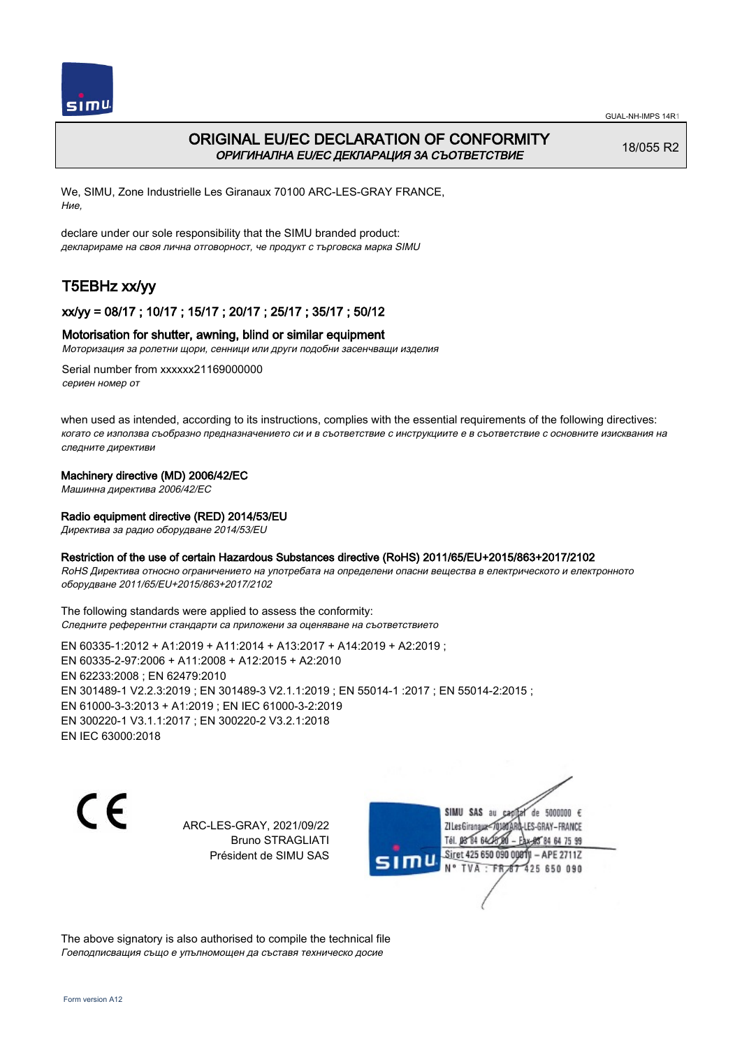# ORIGINAL EU/EC DECLARATION OF CONFORMITY
*ОРИГИНАЛНА EU/EC ДЕКЛАРАЦИЯ ЗА СЪОТВЕТСТВИЕ*

18/055 R2

We, SIMU, Zone Industrielle Les Giranaux 70100 ARC-LES-GRAY FRANCE,
*Ние,*

declare under our sole responsibility that the SIMU branded product:
*декларираме на своя лична отговорност, че продукт с търговска марка SIMU*

## T5EBHz xx/yy

### xx/yy = 08/17 ; 10/17 ; 15/17 ; 20/17 ; 25/17 ; 35/17 ; 50/12

### Motorisation for shutter, awning, blind or similar equipment
*Моторизация за ролетни щори, сенници или други подобни засенчващи изделия*

Serial number from xxxxxx21169000000
*сериен номер от*

when used as intended, according to its instructions, complies with the essential requirements of the following directives:
*когато се използва съобразно предназначението си и в съответствие с инструкциите е в съответствие с основните изисквания на следните директиви*

**Machinery directive (MD) 2006/42/EC**
*Машинна директива 2006/42/EC*

**Radio equipment directive (RED) 2014/53/EU**
*Директива за радио оборудване 2014/53/EU*

**Restriction of the use of certain Hazardous Substances directive (RoHS) 2011/65/EU+2015/863+2017/2102**
*RoHS Директива относно ограничението на употребата на определени опасни вещества в електрическото и електронното оборудване 2011/65/EU+2015/863+2017/2102*

The following standards were applied to assess the conformity:
*Следните референтни стандарти са приложени за оценяване на съответствието*

EN 60335-1:2012 + A1:2019 + A11:2014 + A13:2017 + A14:2019 + A2:2019 ;
EN 60335-2-97:2006 + A11:2008 + A12:2015 + A2:2010
EN 62233:2008 ; EN 62479:2010
EN 301489-1 V2.2.3:2019 ; EN 301489-3 V2.1.1:2019 ; EN 55014-1 :2017 ; EN 55014-2:2015 ;
EN 61000-3-3:2013 + A1:2019 ; EN IEC 61000-3-2:2019
EN 300220-1 V3.1.1:2017 ; EN 300220-2 V3.2.1:2018
EN IEC 63000:2018

ARC-LES-GRAY, 2021/09/22
Bruno STRAGLIATI
Président de SIMU SAS

SIMU SAS au capital de 5000000 €
ZI Les Giranaux 70100 ARC-LES-GRAY-FRANCE
Tél. 03 84 64 75 00 – Fax 03 84 64 75 99
Siret 425 650 090 00011 – APE 2711Z
N° TVA : FR 87 425 650 090

The above signatory is also authorised to compile the technical file
*Гоеподписващия също е упълномощен да съставя техническо досие*

Form version A12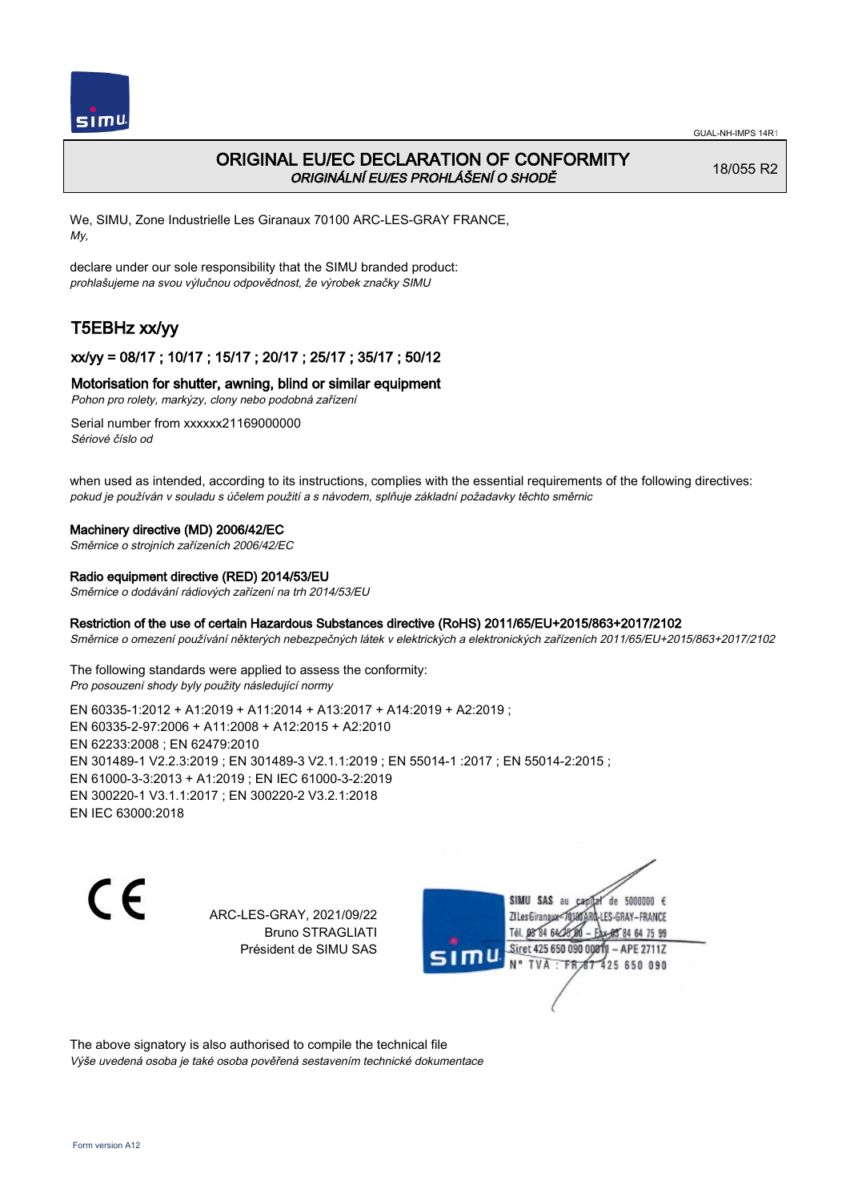GUAL-NH-IMPS 14R1

# ORIGINAL EU/EC DECLARATION OF CONFORMITY
*ORIGINÁLNÍ EU/ES PROHLÁŠENÍ O SHODĚ*

18/055 R2

We, SIMU, Zone Industrielle Les Giranaux 70100 ARC-LES-GRAY FRANCE,
*My,*

declare under our sole responsibility that the SIMU branded product:
*prohlašujeme na svou výlučnou odpovědnost, že výrobek značky SIMU*

## T5EBHz xx/yy

### xx/yy = 08/17 ; 10/17 ; 15/17 ; 20/17 ; 25/17 ; 35/17 ; 50/12

### Motorisation for shutter, awning, blind or similar equipment
*Pohon pro rolety, markýzy, clony nebo podobná zařízení*

Serial number from xxxxxx21169000000
*Sériové číslo od*

when used as intended, according to its instructions, complies with the essential requirements of the following directives:
*pokud je používán v souladu s účelem použití a s návodem, splňuje základní požadavky těchto směrnic*

**Machinery directive (MD) 2006/42/EC**
*Směrnice o strojních zařízeních 2006/42/EC*

**Radio equipment directive (RED) 2014/53/EU**
*Směrnice o dodávání rádiových zařízení na trh 2014/53/EU*

**Restriction of the use of certain Hazardous Substances directive (RoHS) 2011/65/EU+2015/863+2017/2102**
*Směrnice o omezení používání některých nebezpečných látek v elektrických a elektronických zařízeních 2011/65/EU+2015/863+2017/2102*

The following standards were applied to assess the conformity:
*Pro posouzení shody byly použity následující normy*

EN 60335-1:2012 + A1:2019 + A11:2014 + A13:2017 + A14:2019 + A2:2019 ;
EN 60335-2-97:2006 + A11:2008 + A12:2015 + A2:2010
EN 62233:2008 ; EN 62479:2010
EN 301489-1 V2.2.3:2019 ; EN 301489-3 V2.1.1:2019 ; EN 55014-1 :2017 ; EN 55014-2:2015 ;
EN 61000-3-3:2013 + A1:2019 ; EN IEC 61000-3-2:2019
EN 300220-1 V3.1.1:2017 ; EN 300220-2 V3.2.1:2018
EN IEC 63000:2018

CE

ARC-LES-GRAY, 2021/09/22
Bruno STRAGLIATI
Président de SIMU SAS

SIMU SAS au capital de 5000000 €
ZI Les Giranaux 70100 ARC-LES-GRAY-FRANCE
Tél. 03 84 64 75 00 – Fax 03 84 64 75 99
Siret 425 650 090 00011 – APE 2711Z
N° TVA : FR 87 425 650 090

The above signatory is also authorised to compile the technical file
*Výše uvedená osoba je také osoba pověřená sestavením technické dokumentace*

Form version A12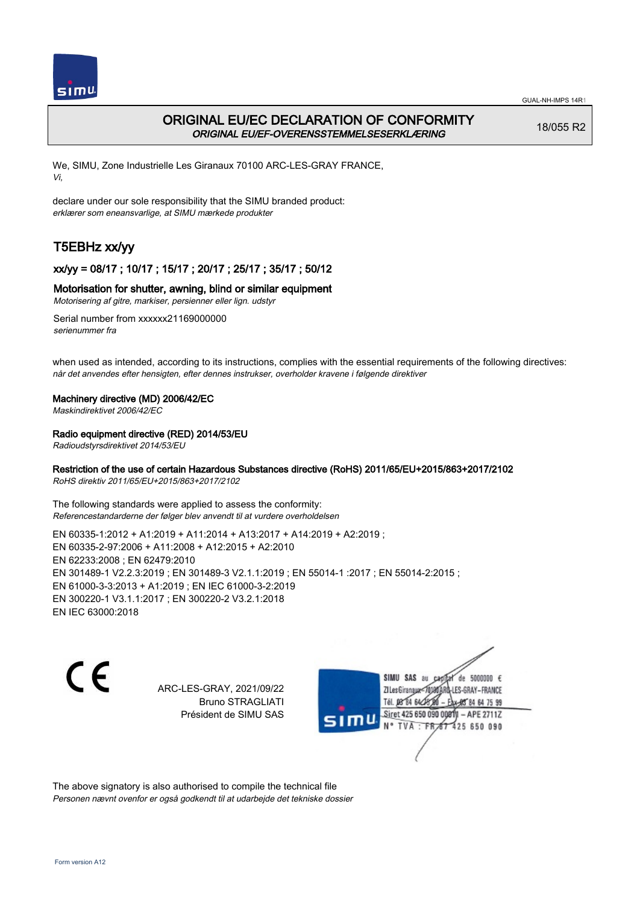# ORIGINAL EU/EC DECLARATION OF CONFORMITY

*ORIGINAL EU/EF-OVERENSSTEMMELSESERKLÆRING*

18/055 R2

We, SIMU, Zone Industrielle Les Giranaux 70100 ARC-LES-GRAY FRANCE,
*Vi,*

declare under our sole responsibility that the SIMU branded product:
*erklærer som eneansvarlige, at SIMU mærkede produkter*

## T5EBHz xx/yy

### xx/yy = 08/17 ; 10/17 ; 15/17 ; 20/17 ; 25/17 ; 35/17 ; 50/12

### Motorisation for shutter, awning, blind or similar equipment

*Motorisering af gitre, markiser, persienner eller lign. udstyr*

Serial number from xxxxxx21169000000
*serienummer fra*

when used as intended, according to its instructions, complies with the essential requirements of the following directives:
*når det anvendes efter hensigten, efter dennes instrukser, overholder kravene i følgende direktiver*

**Machinery directive (MD) 2006/42/EC**
*Maskindirektivet 2006/42/EC*

**Radio equipment directive (RED) 2014/53/EU**
*Radioudstyrsdirektivet 2014/53/EU*

**Restriction of the use of certain Hazardous Substances directive (RoHS) 2011/65/EU+2015/863+2017/2102**
*RoHS direktiv 2011/65/EU+2015/863+2017/2102*

The following standards were applied to assess the conformity:
*Referencestandarderne der følger blev anvendt til at vurdere overholdelsen*

EN 60335-1:2012 + A1:2019 + A11:2014 + A13:2017 + A14:2019 + A2:2019 ;
EN 60335-2-97:2006 + A11:2008 + A12:2015 + A2:2010
EN 62233:2008 ; EN 62479:2010
EN 301489-1 V2.2.3:2019 ; EN 301489-3 V2.1.1:2019 ; EN 55014-1 :2017 ; EN 55014-2:2015 ;
EN 61000-3-3:2013 + A1:2019 ; EN IEC 61000-3-2:2019
EN 300220-1 V3.1.1:2017 ; EN 300220-2 V3.2.1:2018
EN IEC 63000:2018

CE

ARC-LES-GRAY, 2021/09/22
Bruno STRAGLIATI
Président de SIMU SAS

SIMU SAS au capital de 5000000 €
ZI Les Giranaux 70100 ARC-LES-GRAY–FRANCE
Tél. 03 84 64 75 00 – Fax 03 84 64 75 99
Siret 425 650 090 00011 – APE 2711Z
N° TVA : FR 87 425 650 090

The above signatory is also authorised to compile the technical file
*Personen nævnt ovenfor er også godkendt til at udarbejde det tekniske dossier*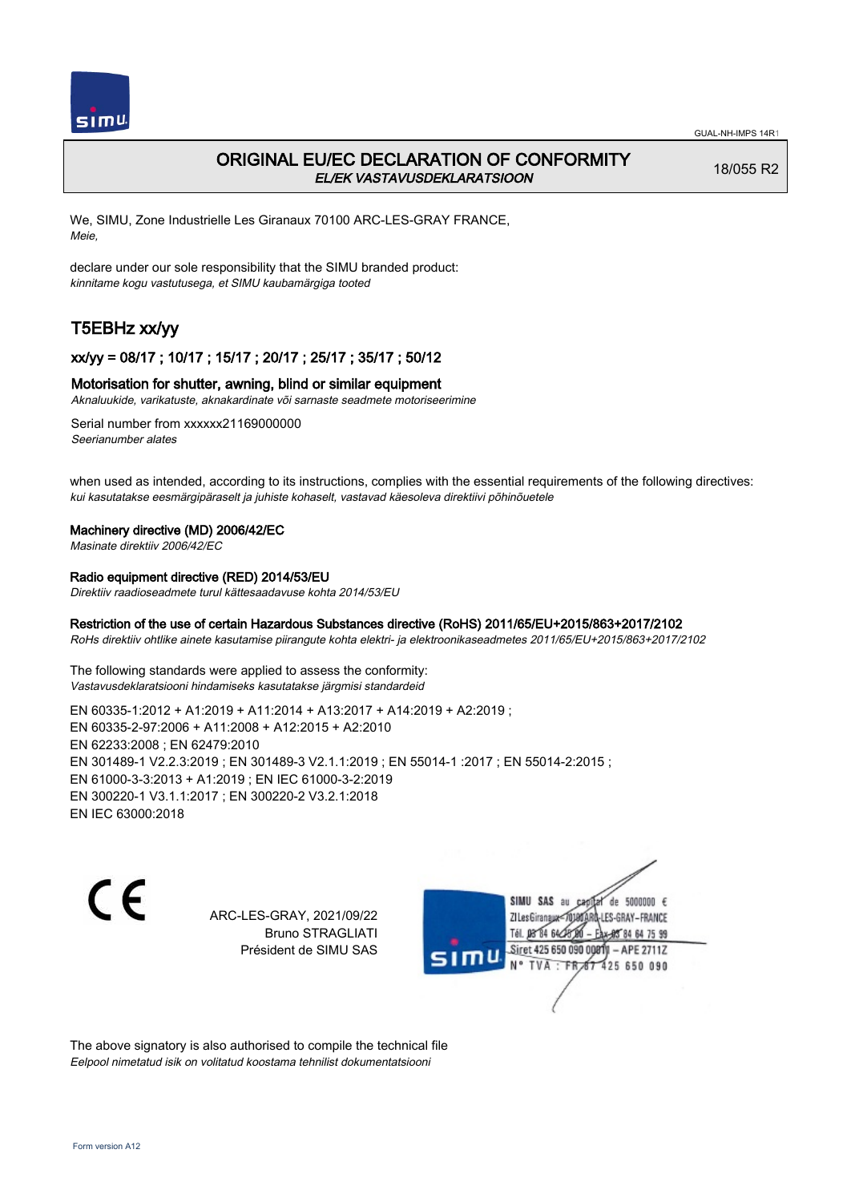# ORIGINAL EU/EC DECLARATION OF CONFORMITY

*EL/EK VASTAVUSDEKLARATSIOON*

18/055 R2

We, SIMU, Zone Industrielle Les Giranaux 70100 ARC-LES-GRAY FRANCE,
*Meie,*

declare under our sole responsibility that the SIMU branded product:
*kinnitame kogu vastutusega, et SIMU kaubamärgiga tooted*

## T5EBHz xx/yy

### xx/yy = 08/17 ; 10/17 ; 15/17 ; 20/17 ; 25/17 ; 35/17 ; 50/12

### Motorisation for shutter, awning, blind or similar equipment

*Aknaluukide, varikatuste, aknakardinate või sarnaste seadmete motoriseerimine*

Serial number from xxxxxx21169000000
*Seerianumber alates*

when used as intended, according to its instructions, complies with the essential requirements of the following directives:
*kui kasutatakse eesmärgipäraselt ja juhiste kohaselt, vastavad käesoleva direktiivi põhinõuetele*

**Machinery directive (MD) 2006/42/EC**
*Masinate direktiiv 2006/42/EC*

**Radio equipment directive (RED) 2014/53/EU**
*Direktiiv raadioseadmete turul kättesaadavuse kohta 2014/53/EU*

**Restriction of the use of certain Hazardous Substances directive (RoHS) 2011/65/EU+2015/863+2017/2102**
*RoHs direktiiv ohtlike ainete kasutamise piirangute kohta elektri- ja elektroonikaseadmetes 2011/65/EU+2015/863+2017/2102*

The following standards were applied to assess the conformity:
*Vastavusdeklaratsiooni hindamiseks kasutatakse järgmisi standardeid*

EN 60335-1:2012 + A1:2019 + A11:2014 + A13:2017 + A14:2019 + A2:2019 ;
EN 60335-2-97:2006 + A11:2008 + A12:2015 + A2:2010
EN 62233:2008 ; EN 62479:2010
EN 301489-1 V2.2.3:2019 ; EN 301489-3 V2.1.1:2019 ; EN 55014-1 :2017 ; EN 55014-2:2015 ;
EN 61000-3-3:2013 + A1:2019 ; EN IEC 61000-3-2:2019
EN 300220-1 V3.1.1:2017 ; EN 300220-2 V3.2.1:2018
EN IEC 63000:2018

ARC-LES-GRAY, 2021/09/22
Bruno STRAGLIATI
Président de SIMU SAS

SIMU SAS au capital de 5000000 €
ZI Les Giranaux 70100 ARC-LES-GRAY-FRANCE
Tél. 03 84 64 75 00 – Fax 03 84 64 75 99
Siret 425 650 090 00011 – APE 2711Z
N° TVA : FR 67 425 650 090

The above signatory is also authorised to compile the technical file
*Eelpool nimetatud isik on volitatud koostama tehnilist dokumentatsiooni*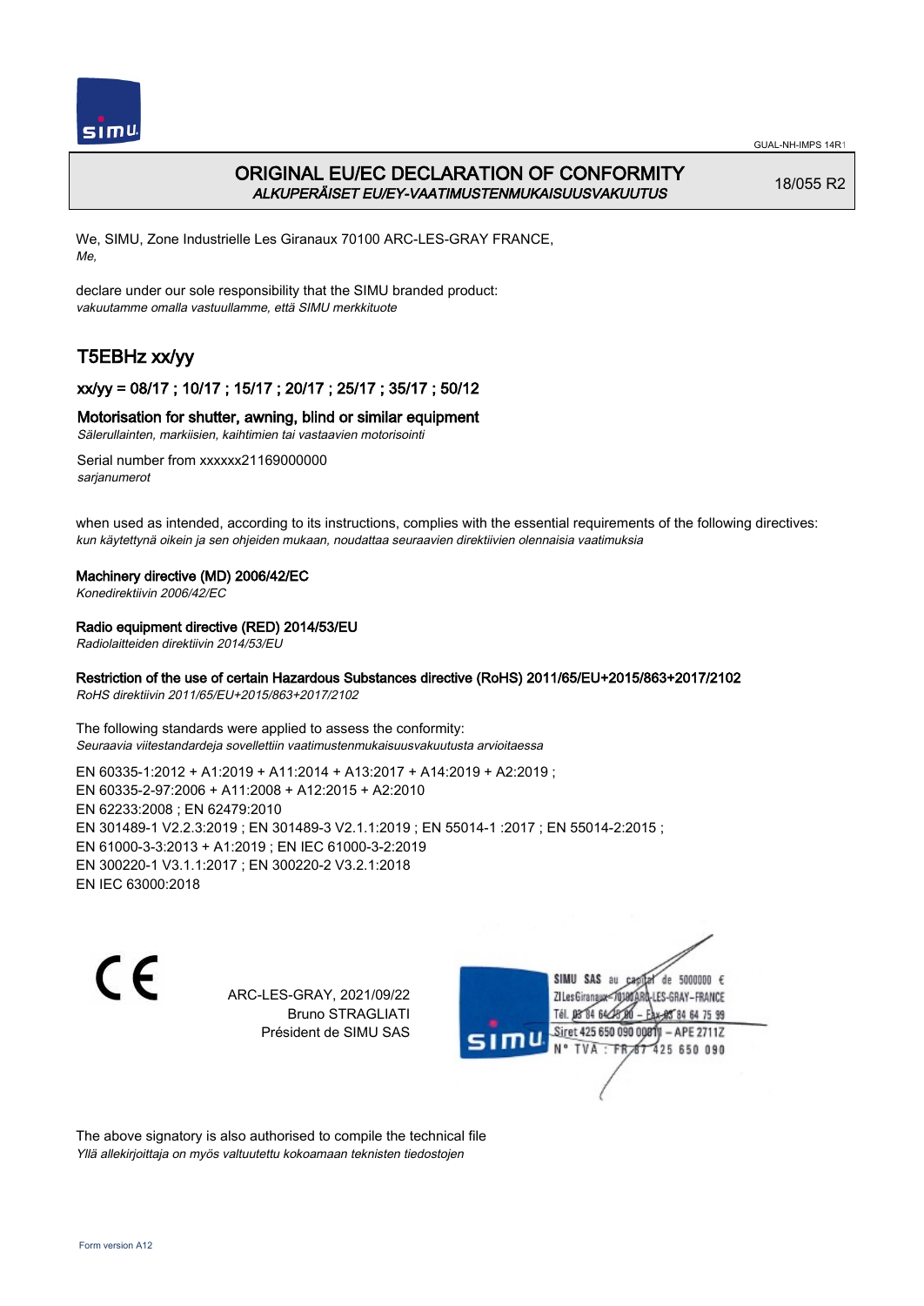GUAL-NH-IMPS 14R1

# ORIGINAL EU/EC DECLARATION OF CONFORMITY
*ALKUPERÄISET EU/EY-VAATIMUSTENMUKAISUUSVAKUUTUS*

18/055 R2

We, SIMU, Zone Industrielle Les Giranaux 70100 ARC-LES-GRAY FRANCE,
*Me,*

declare under our sole responsibility that the SIMU branded product:
*vakuutamme omalla vastuullamme, että SIMU merkkituote*

## T5EBHz xx/yy

### xx/yy = 08/17 ; 10/17 ; 15/17 ; 20/17 ; 25/17 ; 35/17 ; 50/12

### Motorisation for shutter, awning, blind or similar equipment
*Sälerullainten, markiisien, kaihtimien tai vastaavien motorisointi*

Serial number from xxxxxx21169000000
*sarjanumerot*

when used as intended, according to its instructions, complies with the essential requirements of the following directives:
*kun käytettynä oikein ja sen ohjeiden mukaan, noudattaa seuraavien direktiivien olennaisia vaatimuksia*

**Machinery directive (MD) 2006/42/EC**
*Konedirektiivin 2006/42/EC*

**Radio equipment directive (RED) 2014/53/EU**
*Radiolaitteiden direktiivin 2014/53/EU*

**Restriction of the use of certain Hazardous Substances directive (RoHS) 2011/65/EU+2015/863+2017/2102**
*RoHS direktiivin 2011/65/EU+2015/863+2017/2102*

The following standards were applied to assess the conformity:
*Seuraavia viitestandardeja sovellettiin vaatimustenmukaisuusvakuutusta arvioitaessa*

EN 60335-1:2012 + A1:2019 + A11:2014 + A13:2017 + A14:2019 + A2:2019 ;
EN 60335-2-97:2006 + A11:2008 + A12:2015 + A2:2010
EN 62233:2008 ; EN 62479:2010
EN 301489-1 V2.2.3:2019 ; EN 301489-3 V2.1.1:2019 ; EN 55014-1 :2017 ; EN 55014-2:2015 ;
EN 61000-3-3:2013 + A1:2019 ; EN IEC 61000-3-2:2019
EN 300220-1 V3.1.1:2017 ; EN 300220-2 V3.2.1:2018
EN IEC 63000:2018

CE

ARC-LES-GRAY, 2021/09/22
Bruno STRAGLIATI
Président de SIMU SAS

SIMU SAS au capital de 5000000 €
ZI Les Giranaux 70100 ARC-LES-GRAY-FRANCE
Tél. 03 84 64 75 00 – Fax 03 84 64 75 99
Siret 425 650 090 00011 – APE 2711Z
N° TVA : FR 87 425 650 090

The above signatory is also authorised to compile the technical file
*Yllä allekirjoittaja on myös valtuutettu kokoamaan teknisten tiedostojen*

Form version A12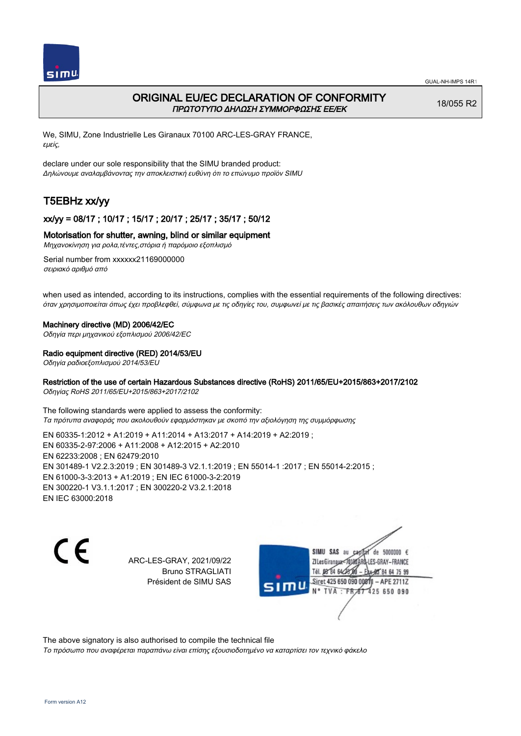GUAL-NH-IMPS 14R1

# ORIGINAL EU/EC DECLARATION OF CONFORMITY

*ΠΡΩΤΟΤΥΠΟ ΔΗΛΩΣΗ ΣΥΜΜΟΡΦΩΣΗΣ ΕΕ/ΕΚ*

18/055 R2

We, SIMU, Zone Industrielle Les Giranaux 70100 ARC-LES-GRAY FRANCE,
*εμείς,*

declare under our sole responsibility that the SIMU branded product:
*Δηλώνουμε αναλαμβάνοντας την αποκλειστική ευθύνη ότι το επώνυμο προϊόν SIMU*

## T5EBHz xx/yy

### xx/yy = 08/17 ; 10/17 ; 15/17 ; 20/17 ; 25/17 ; 35/17 ; 50/12

### Motorisation for shutter, awning, blind or similar equipment

*Μηχανοκίνηση για ρολα,τέντες,στόρια ή παρόμοιο εξοπλισμό*

Serial number from xxxxxx21169000000
*σειριακό αριθμό από*

when used as intended, according to its instructions, complies with the essential requirements of the following directives:
*όταν χρησιμοποιείται όπως έχει προβλεφθεί, σύμφωνα με τις οδηγίες του, συμφωνεί με τις βασικές απαιτήσεις των ακόλουθων οδηγιών*

**Machinery directive (MD) 2006/42/EC**
*Οδηγία περι μηχανικού εξοπλισμού 2006/42/EC*

**Radio equipment directive (RED) 2014/53/EU**
*Οδηγία ραδιοεξοπλισμού 2014/53/EU*

**Restriction of the use of certain Hazardous Substances directive (RoHS) 2011/65/EU+2015/863+2017/2102**
*Οδηγίας RoHS 2011/65/EU+2015/863+2017/2102*

The following standards were applied to assess the conformity:
*Τα πρότυπα αναφοράς που ακολουθούν εφαρμόστηκαν με σκοπό την αξιολόγηση της συμμόρφωσης*

EN 60335-1:2012 + A1:2019 + A11:2014 + A13:2017 + A14:2019 + A2:2019 ;
EN 60335-2-97:2006 + A11:2008 + A12:2015 + A2:2010
EN 62233:2008 ; EN 62479:2010
EN 301489-1 V2.2.3:2019 ; EN 301489-3 V2.1.1:2019 ; EN 55014-1 :2017 ; EN 55014-2:2015 ;
EN 61000-3-3:2013 + A1:2019 ; EN IEC 61000-3-2:2019
EN 300220-1 V3.1.1:2017 ; EN 300220-2 V3.2.1:2018
EN IEC 63000:2018

CE

ARC-LES-GRAY, 2021/09/22
Bruno STRAGLIATI
Président de SIMU SAS

SIMU SAS au capital de 5000000 €
ZI Les Giranaux 70100 ARC-LES-GRAY-FRANCE
Tél. 03 84 64 75 00 – Fax 03 84 64 75 99
Siret 425 650 090 00011 – APE 2711Z
N° TVA : FR 67 425 650 090

The above signatory is also authorised to compile the technical file
*Το πρόσωπο που αναφέρεται παραπάνω είναι επίσης εξουσιοδοτημένο να καταρτίσει τον τεχνικό φάκελο*

Form version A12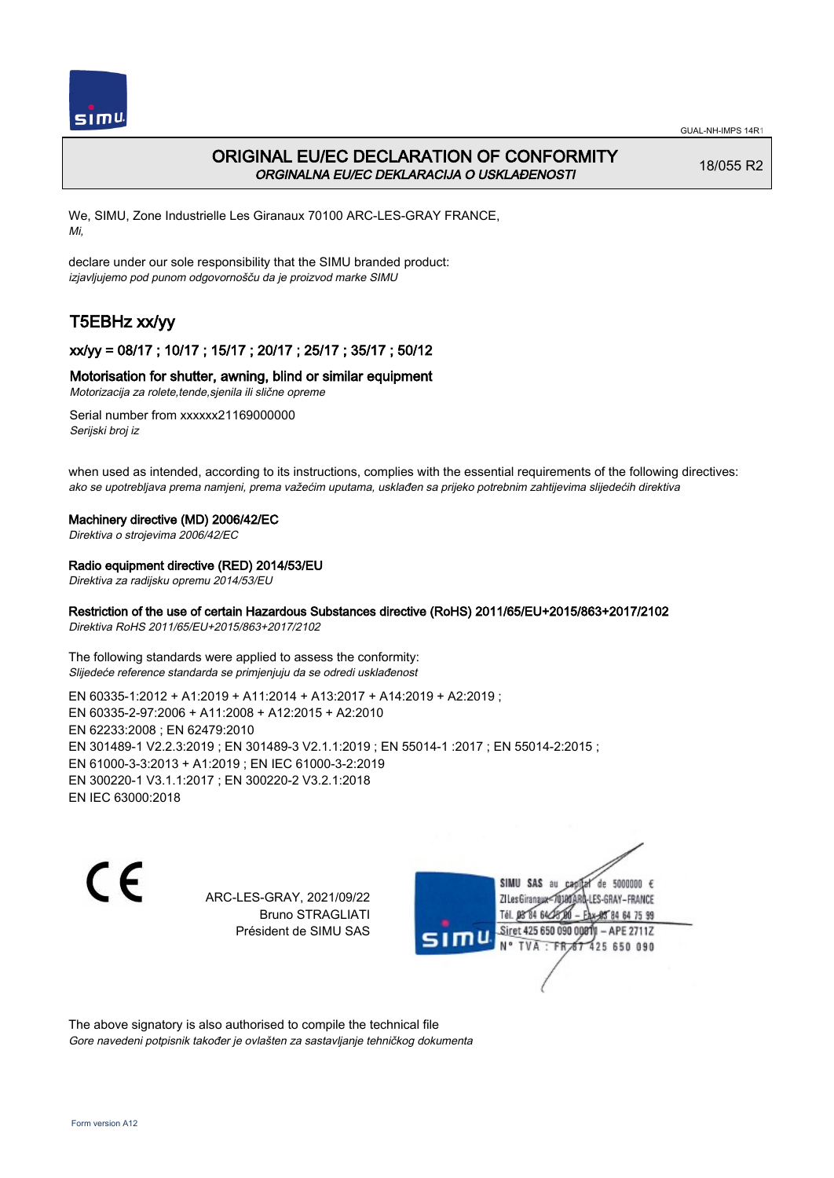# ORIGINAL EU/EC DECLARATION OF CONFORMITY

*ORGINALNA EU/EC DEKLARACIJA O USKLAĐENOSTI*

18/055 R2

We, SIMU, Zone Industrielle Les Giranaux 70100 ARC-LES-GRAY FRANCE,
*Mi,*

declare under our sole responsibility that the SIMU branded product:
*izjavljujemo pod punom odgovornošču da je proizvod marke SIMU*

## T5EBHz xx/yy

### xx/yy = 08/17 ; 10/17 ; 15/17 ; 20/17 ; 25/17 ; 35/17 ; 50/12

### Motorisation for shutter, awning, blind or similar equipment

*Motorizacija za rolete,tende,sjenila ili slične opreme*

Serial number from xxxxxx21169000000
*Serijski broj iz*

when used as intended, according to its instructions, complies with the essential requirements of the following directives:
*ako se upotrebljava prema namjeni, prema važećim uputama, usklađen sa prijeko potrebnim zahtijevima slijedećih direktiva*

**Machinery directive (MD) 2006/42/EC**
*Direktiva o strojevima 2006/42/EC*

**Radio equipment directive (RED) 2014/53/EU**
*Direktiva za radijsku opremu 2014/53/EU*

**Restriction of the use of certain Hazardous Substances directive (RoHS) 2011/65/EU+2015/863+2017/2102**
*Direktiva RoHS 2011/65/EU+2015/863+2017/2102*

The following standards were applied to assess the conformity:
*Slijedeće reference standarda se primjenjuju da se odredi usklađenost*

EN 60335-1:2012 + A1:2019 + A11:2014 + A13:2017 + A14:2019 + A2:2019 ;
EN 60335-2-97:2006 + A11:2008 + A12:2015 + A2:2010
EN 62233:2008 ; EN 62479:2010
EN 301489-1 V2.2.3:2019 ; EN 301489-3 V2.1.1:2019 ; EN 55014-1 :2017 ; EN 55014-2:2015 ;
EN 61000-3-3:2013 + A1:2019 ; EN IEC 61000-3-2:2019
EN 300220-1 V3.1.1:2017 ; EN 300220-2 V3.2.1:2018
EN IEC 63000:2018

CE

ARC-LES-GRAY, 2021/09/22
Bruno STRAGLIATI
Président de SIMU SAS

SIMU SAS au capital de 5000000 €
ZI Les Giranaux 70100 ARC-LES-GRAY-FRANCE
Tél. 03 84 64 75 00 – Fax 03 84 64 75 99
Siret 425 650 090 00011 – APE 2711Z
N° TVA : FR 87 425 650 090

The above signatory is also authorised to compile the technical file
*Gore navedeni potpisnik također je ovlašten za sastavljanje tehničkog dokumenta*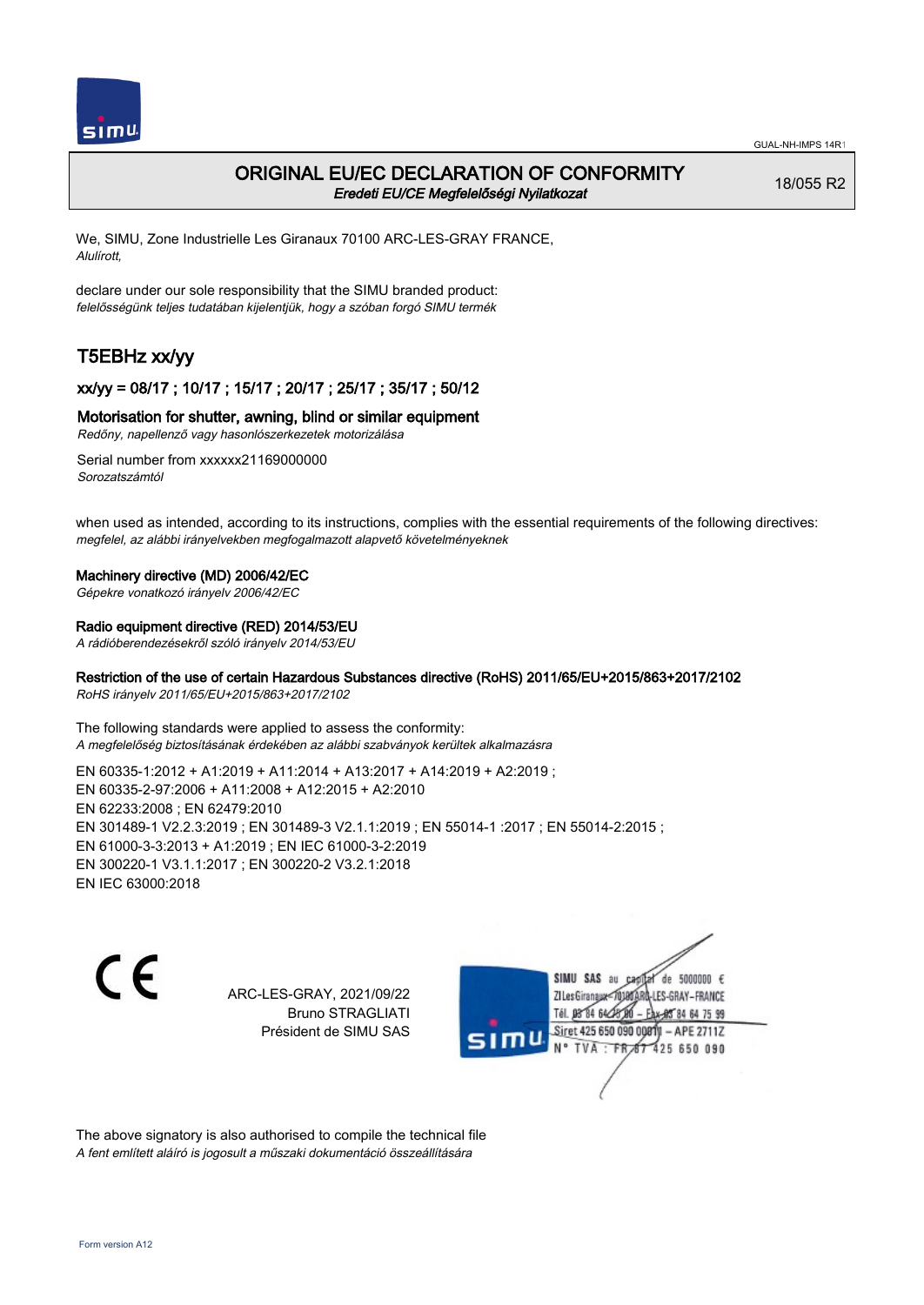GUAL-NH-IMPS 14R1

# ORIGINAL EU/EC DECLARATION OF CONFORMITY
*Eredeti EU/CE Megfelelőségi Nyilatkozat*

18/055 R2

We, SIMU, Zone Industrielle Les Giranaux 70100 ARC-LES-GRAY FRANCE,
*Alulírott,*

declare under our sole responsibility that the SIMU branded product:
*felelősségünk teljes tudatában kijelentjük, hogy a szóban forgó SIMU termék*

## T5EBHz xx/yy

### xx/yy = 08/17 ; 10/17 ; 15/17 ; 20/17 ; 25/17 ; 35/17 ; 50/12

### Motorisation for shutter, awning, blind or similar equipment
*Redőny, napellenző vagy hasonlószerkezetek motorizálása*

Serial number from xxxxxx21169000000
*Sorozatszámtól*

when used as intended, according to its instructions, complies with the essential requirements of the following directives:
*megfelel, az alábbi irányelvekben megfogalmazott alapvető követelményeknek*

**Machinery directive (MD) 2006/42/EC**
*Gépekre vonatkozó irányelv 2006/42/EC*

**Radio equipment directive (RED) 2014/53/EU**
*A rádióberendezésekről szóló irányelv 2014/53/EU*

**Restriction of the use of certain Hazardous Substances directive (RoHS) 2011/65/EU+2015/863+2017/2102**
*RoHS irányelv 2011/65/EU+2015/863+2017/2102*

The following standards were applied to assess the conformity:
*A megfelelőség biztosításának érdekében az alábbi szabványok kerültek alkalmazásra*

EN 60335-1:2012 + A1:2019 + A11:2014 + A13:2017 + A14:2019 + A2:2019 ;
EN 60335-2-97:2006 + A11:2008 + A12:2015 + A2:2010
EN 62233:2008 ; EN 62479:2010
EN 301489-1 V2.2.3:2019 ; EN 301489-3 V2.1.1:2019 ; EN 55014-1 :2017 ; EN 55014-2:2015 ;
EN 61000-3-3:2013 + A1:2019 ; EN IEC 61000-3-2:2019
EN 300220-1 V3.1.1:2017 ; EN 300220-2 V3.2.1:2018
EN IEC 63000:2018

CE

ARC-LES-GRAY, 2021/09/22
Bruno STRAGLIATI
Président de SIMU SAS

SIMU SAS au capital de 5000000 €
ZI Les Giranaux 70100 ARC-LES-GRAY - FRANCE
Tél. 03 84 64 75 00 - Fax 03 84 64 75 99
Siret 425 650 090 00011 - APE 2711Z
N° TVA : FR 87 425 650 090

The above signatory is also authorised to compile the technical file
*A fent említett aláíró is jogosult a műszaki dokumentáció összeállítására*

Form version A12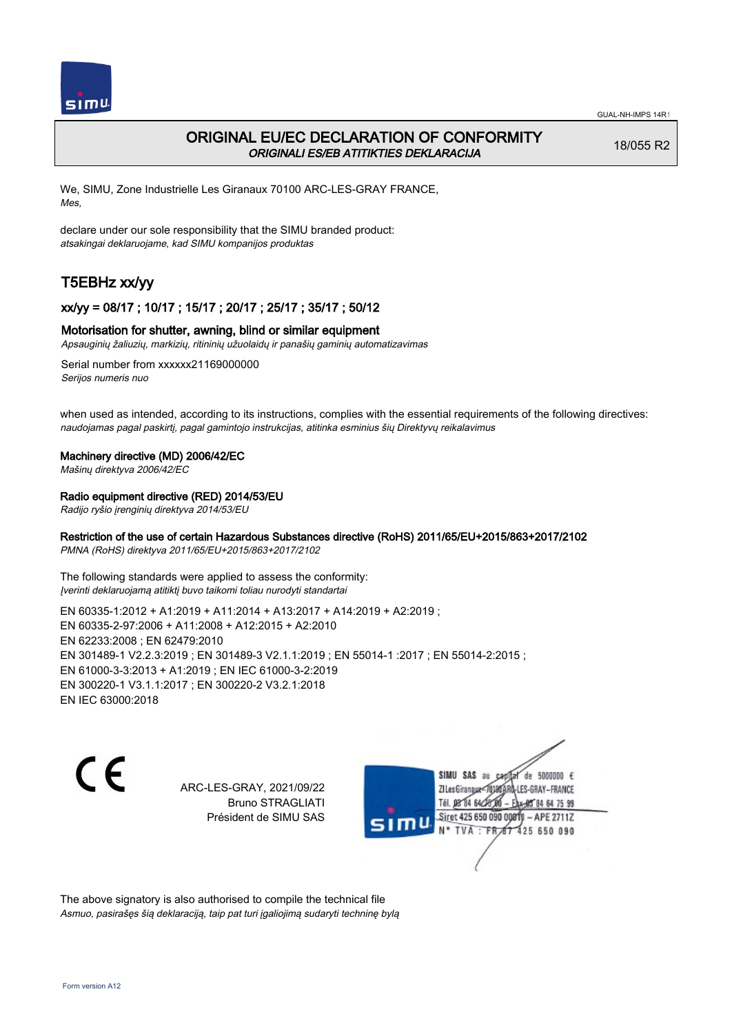# ORIGINAL EU/EC DECLARATION OF CONFORMITY

*ORIGINALI ES/EB ATITIKTIES DEKLARACIJA*

18/055 R2

We, SIMU, Zone Industrielle Les Giranaux 70100 ARC-LES-GRAY FRANCE,
*Mes,*

declare under our sole responsibility that the SIMU branded product:
*atsakingai deklaruojame, kad SIMU kompanijos produktas*

## T5EBHz xx/yy

### xx/yy = 08/17 ; 10/17 ; 15/17 ; 20/17 ; 25/17 ; 35/17 ; 50/12

### Motorisation for shutter, awning, blind or similar equipment

*Apsauginių žaliuzių, markizių, ritininių užuolaidų ir panašių gaminių automatizavimas*

Serial number from xxxxxx21169000000
*Serijos numeris nuo*

when used as intended, according to its instructions, complies with the essential requirements of the following directives:
*naudojamas pagal paskirtį, pagal gamintojo instrukcijas, atitinka esminius šių Direktyvų reikalavimus*

**Machinery directive (MD) 2006/42/EC**
*Mašinų direktyva 2006/42/EC*

**Radio equipment directive (RED) 2014/53/EU**
*Radijo ryšio įrenginių direktyva 2014/53/EU*

**Restriction of the use of certain Hazardous Substances directive (RoHS) 2011/65/EU+2015/863+2017/2102**
*PMNA (RoHS) direktyva 2011/65/EU+2015/863+2017/2102*

The following standards were applied to assess the conformity:
*Įverinti deklaruojamą atitiktį buvo taikomi toliau nurodyti standartai*

EN 60335-1:2012 + A1:2019 + A11:2014 + A13:2017 + A14:2019 + A2:2019 ;
EN 60335-2-97:2006 + A11:2008 + A12:2015 + A2:2010
EN 62233:2008 ; EN 62479:2010
EN 301489-1 V2.2.3:2019 ; EN 301489-3 V2.1.1:2019 ; EN 55014-1 :2017 ; EN 55014-2:2015 ;
EN 61000-3-3:2013 + A1:2019 ; EN IEC 61000-3-2:2019
EN 300220-1 V3.1.1:2017 ; EN 300220-2 V3.2.1:2018
EN IEC 63000:2018

ARC-LES-GRAY, 2021/09/22
Bruno STRAGLIATI
Président de SIMU SAS

SIMU SAS au capital de 5000000 €
ZI Les Giranaux 70100 ARC-LES-GRAY-FRANCE
Tél. 03 84 64 75 00 – Fax 03 84 64 75 99
Siret 425 650 090 00011 – APE 2711Z
N° TVA : FR 87 425 650 090

The above signatory is also authorised to compile the technical file
*Asmuo, pasirašęs šią deklaraciją, taip pat turi įgaliojimą sudaryti techninę bylą*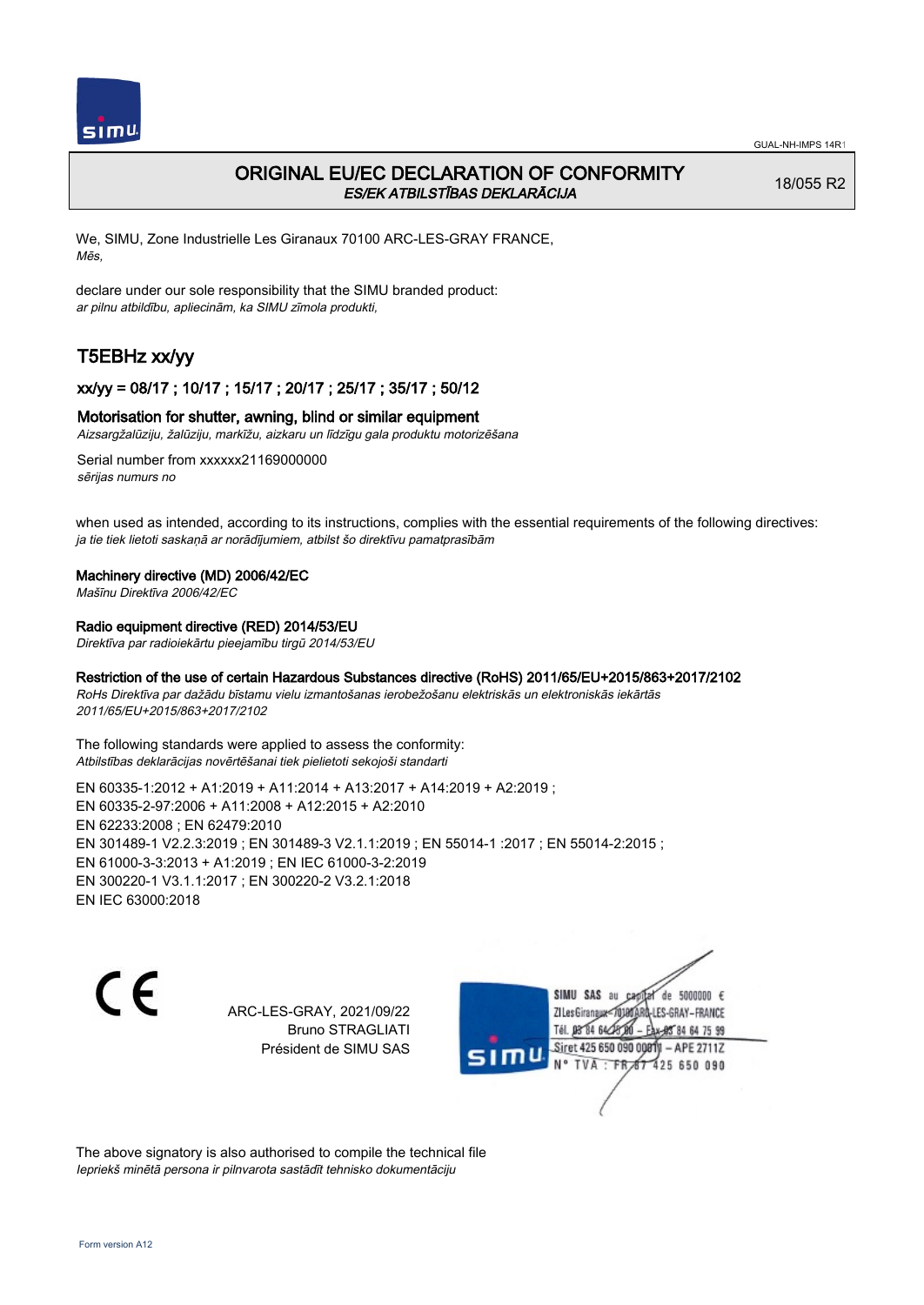GUAL-NH-IMPS 14R1

# ORIGINAL EU/EC DECLARATION OF CONFORMITY
*ES/EK ATBILSTĪBAS DEKLARĀCIJA*

18/055 R2

We, SIMU, Zone Industrielle Les Giranaux 70100 ARC-LES-GRAY FRANCE,
*Mēs,*

declare under our sole responsibility that the SIMU branded product:
*ar pilnu atbildību, apliecinām, ka SIMU zīmola produkti,*

## T5EBHz xx/yy

### xx/yy = 08/17 ; 10/17 ; 15/17 ; 20/17 ; 25/17 ; 35/17 ; 50/12

**Motorisation for shutter, awning, blind or similar equipment**
*Aizsargžalūziju, žalūziju, markīžu, aizkaru un līdzīgu gala produktu motorizēšana*

Serial number from xxxxxx21169000000
*sērijas numurs no*

when used as intended, according to its instructions, complies with the essential requirements of the following directives:
*ja tie tiek lietoti saskaņā ar norādījumiem, atbilst šo direktīvu pamatprasībām*

**Machinery directive (MD) 2006/42/EC**
*Mašīnu Direktīva 2006/42/EC*

**Radio equipment directive (RED) 2014/53/EU**
*Direktīva par radioiekārtu pieejamību tirgū 2014/53/EU*

**Restriction of the use of certain Hazardous Substances directive (RoHS) 2011/65/EU+2015/863+2017/2102**
*RoHs Direktīva par dažādu bīstamu vielu izmantošanas ierobežošanu elektriskās un elektroniskās iekārtās 2011/65/EU+2015/863+2017/2102*

The following standards were applied to assess the conformity:
*Atbilstības deklarācijas novērtēšanai tiek pielietoti sekojoši standarti*

EN 60335-1:2012 + A1:2019 + A11:2014 + A13:2017 + A14:2019 + A2:2019 ;
EN 60335-2-97:2006 + A11:2008 + A12:2015 + A2:2010
EN 62233:2008 ; EN 62479:2010
EN 301489-1 V2.2.3:2019 ; EN 301489-3 V2.1.1:2019 ; EN 55014-1 :2017 ; EN 55014-2:2015 ;
EN 61000-3-3:2013 + A1:2019 ; EN IEC 61000-3-2:2019
EN 300220-1 V3.1.1:2017 ; EN 300220-2 V3.2.1:2018
EN IEC 63000:2018

CE

ARC-LES-GRAY, 2021/09/22
Bruno STRAGLIATI
Président de SIMU SAS

SIMU SAS au capital de 5000000 €
ZI Les Giranaux 70100 ARC-LES-GRAY-FRANCE
Tél. 03 84 64 75 00 – Fax 03 84 64 75 99
Siret 425 650 090 00011 – APE 2711Z
N° TVA : FR 87 425 650 090

The above signatory is also authorised to compile the technical file
*Iepriekš minētā persona ir pilnvarota sastādīt tehnisko dokumentāciju*

Form version A12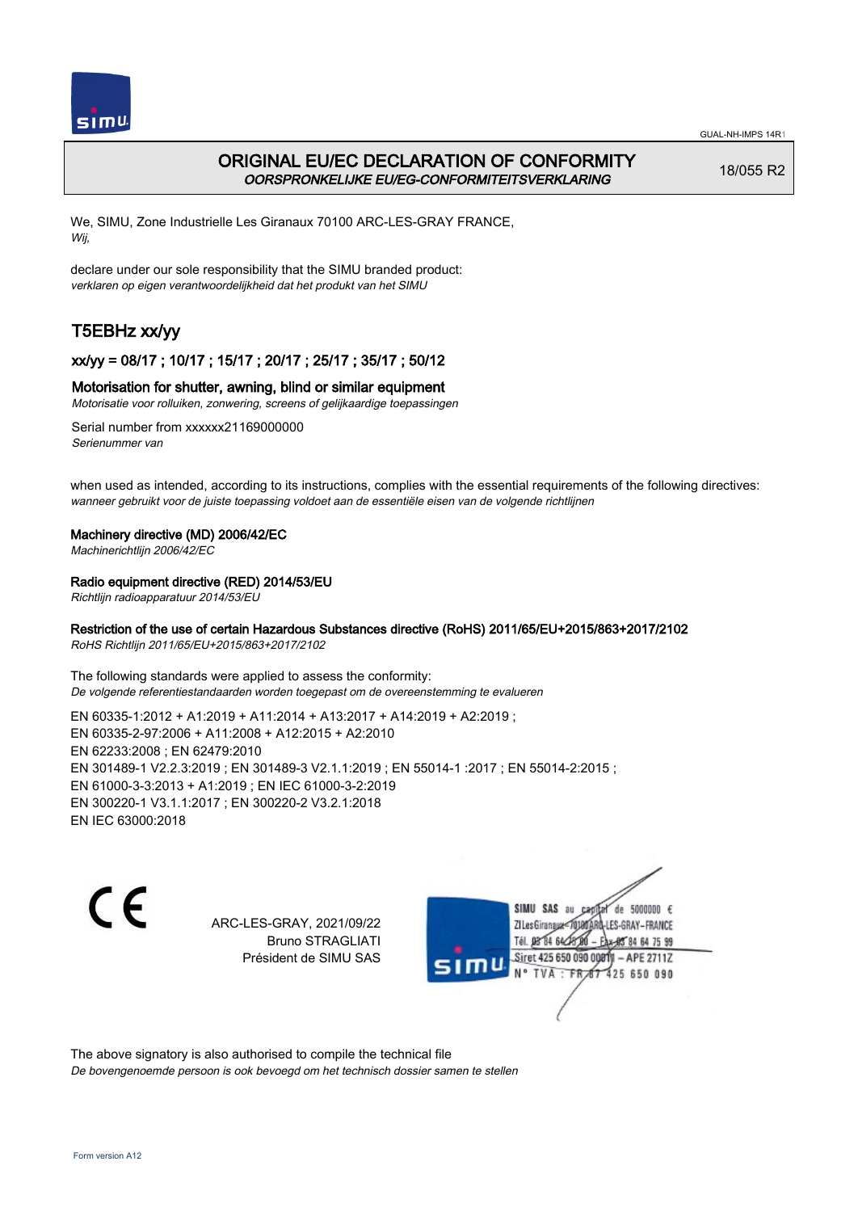# ORIGINAL EU/EC DECLARATION OF CONFORMITY

*OORSPRONKELIJKE EU/EG-CONFORMITEITSVERKLARING*

18/055 R2

We, SIMU, Zone Industrielle Les Giranaux 70100 ARC-LES-GRAY FRANCE,
*Wij,*

declare under our sole responsibility that the SIMU branded product:
*verklaren op eigen verantwoordelijkheid dat het produkt van het SIMU*

## T5EBHz xx/yy

### xx/yy = 08/17 ; 10/17 ; 15/17 ; 20/17 ; 25/17 ; 35/17 ; 50/12

### Motorisation for shutter, awning, blind or similar equipment

*Motorisatie voor rolluiken, zonwering, screens of gelijkaardige toepassingen*

Serial number from xxxxxx21169000000
*Serienummer van*

when used as intended, according to its instructions, complies with the essential requirements of the following directives:
*wanneer gebruikt voor de juiste toepassing voldoet aan de essentiële eisen van de volgende richtlijnen*

**Machinery directive (MD) 2006/42/EC**
*Machinerichtlijn 2006/42/EC*

**Radio equipment directive (RED) 2014/53/EU**
*Richtlijn radioapparatuur 2014/53/EU*

**Restriction of the use of certain Hazardous Substances directive (RoHS) 2011/65/EU+2015/863+2017/2102**
*RoHS Richtlijn 2011/65/EU+2015/863+2017/2102*

The following standards were applied to assess the conformity:
*De volgende referentiestandaarden worden toegepast om de overeenstemming te evalueren*

EN 60335-1:2012 + A1:2019 + A11:2014 + A13:2017 + A14:2019 + A2:2019 ;
EN 60335-2-97:2006 + A11:2008 + A12:2015 + A2:2010
EN 62233:2008 ; EN 62479:2010
EN 301489-1 V2.2.3:2019 ; EN 301489-3 V2.1.1:2019 ; EN 55014-1 :2017 ; EN 55014-2:2015 ;
EN 61000-3-3:2013 + A1:2019 ; EN IEC 61000-3-2:2019
EN 300220-1 V3.1.1:2017 ; EN 300220-2 V3.2.1:2018
EN IEC 63000:2018

CE

ARC-LES-GRAY, 2021/09/22
Bruno STRAGLIATI
Président de SIMU SAS

SIMU SAS au capital de 5000000 €
ZI Les Giranaux 70100 ARC-LES-GRAY-FRANCE
Tél. 03 84 64 75 00 – Fax 03 84 64 75 99
Siret 425 650 090 00011 – APE 2711Z
N° TVA : FR 87 425 650 090

The above signatory is also authorised to compile the technical file
*De bovengenoemde persoon is ook bevoegd om het technisch dossier samen te stellen*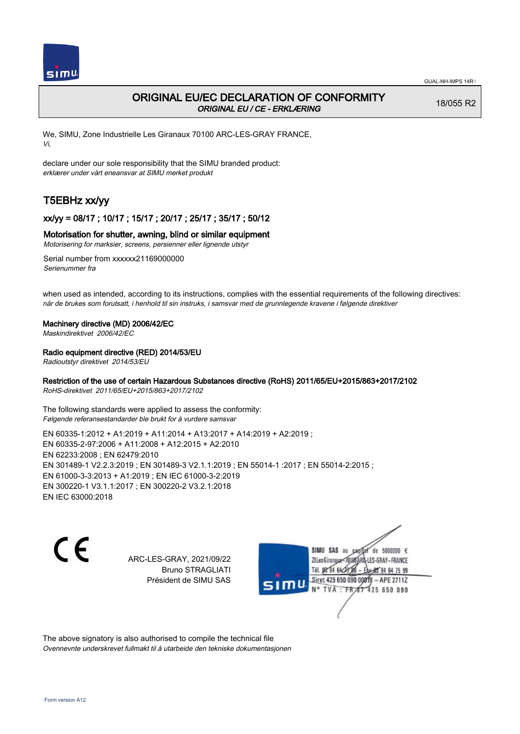# ORIGINAL EU/EC DECLARATION OF CONFORMITY

*ORIGINAL EU / CE - ERKLÆRING*

18/055 R2

We, SIMU, Zone Industrielle Les Giranaux 70100 ARC-LES-GRAY FRANCE,
*Vi,*

declare under our sole responsibility that the SIMU branded product:
*erklærer under vårt eneansvar at SIMU merket produkt*

## T5EBHz xx/yy

### xx/yy = 08/17 ; 10/17 ; 15/17 ; 20/17 ; 25/17 ; 35/17 ; 50/12

### Motorisation for shutter, awning, blind or similar equipment

*Motorisering for marksier, screens, persienner eller lignende utstyr*

Serial number from xxxxxx21169000000
*Serienummer fra*

when used as intended, according to its instructions, complies with the essential requirements of the following directives:
*når de brukes som forutsatt, i henhold til sin instruks, i samsvar med de grunnlegende kravene i følgende direktiver*

**Machinery directive (MD) 2006/42/EC**
*Maskindirektivet 2006/42/EC*

**Radio equipment directive (RED) 2014/53/EU**
*Radioutstyr direktivet 2014/53/EU*

**Restriction of the use of certain Hazardous Substances directive (RoHS) 2011/65/EU+2015/863+2017/2102**
*RoHS-direktivet 2011/65/EU+2015/863+2017/2102*

The following standards were applied to assess the conformity:
*Følgende referansestandarder ble brukt for å vurdere samsvar*

EN 60335-1:2012 + A1:2019 + A11:2014 + A13:2017 + A14:2019 + A2:2019 ;
EN 60335-2-97:2006 + A11:2008 + A12:2015 + A2:2010
EN 62233:2008 ; EN 62479:2010
EN 301489-1 V2.2.3:2019 ; EN 301489-3 V2.1.1:2019 ; EN 55014-1 :2017 ; EN 55014-2:2015 ;
EN 61000-3-3:2013 + A1:2019 ; EN IEC 61000-3-2:2019
EN 300220-1 V3.1.1:2017 ; EN 300220-2 V3.2.1:2018
EN IEC 63000:2018

CE

ARC-LES-GRAY, 2021/09/22
Bruno STRAGLIATI
Président de SIMU SAS

SIMU SAS au capital de 5000000 €
ZI Les Giranaux 70100 ARC-LES-GRAY-FRANCE
Tél. 03 84 64 75 00 – Fax 03 84 64 75 99
Siret 425 650 090 00011 – APE 2711Z
N° TVA : FR 87 425 650 090

The above signatory is also authorised to compile the technical file
*Ovennevnte underskrevet fullmakt til å utarbeide den tekniske dokumentasjonen*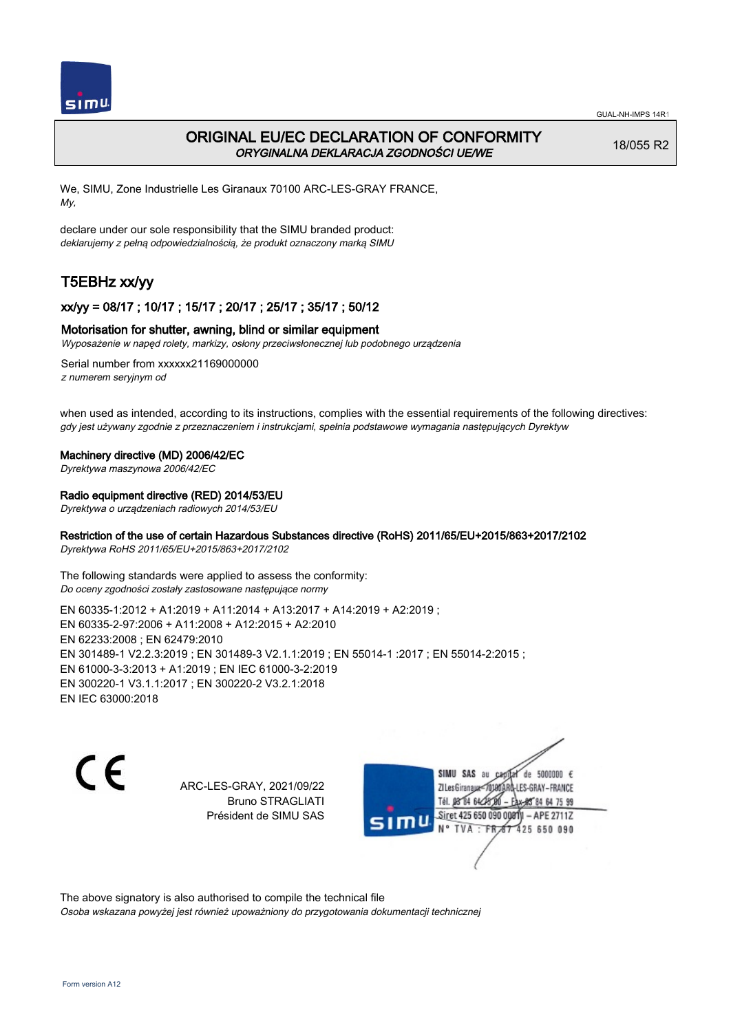# ORIGINAL EU/EC DECLARATION OF CONFORMITY

*ORYGINALNA DEKLARACJA ZGODNOŚCI UE/WE*

18/055 R2

We, SIMU, Zone Industrielle Les Giranaux 70100 ARC-LES-GRAY FRANCE,
*My,*

declare under our sole responsibility that the SIMU branded product:
*deklarujemy z pełną odpowiedzialnością, że produkt oznaczony marką SIMU*

## T5EBHz xx/yy

### xx/yy = 08/17 ; 10/17 ; 15/17 ; 20/17 ; 25/17 ; 35/17 ; 50/12

**Motorisation for shutter, awning, blind or similar equipment**
*Wyposażenie w napęd rolety, markizy, osłony przeciwsłonecznej lub podobnego urządzenia*

Serial number from xxxxxx21169000000
*z numerem seryjnym od*

when used as intended, according to its instructions, complies with the essential requirements of the following directives:
*gdy jest używany zgodnie z przeznaczeniem i instrukcjami, spełnia podstawowe wymagania następujących Dyrektyw*

**Machinery directive (MD) 2006/42/EC**
*Dyrektywa maszynowa 2006/42/EC*

**Radio equipment directive (RED) 2014/53/EU**
*Dyrektywa o urządzeniach radiowych 2014/53/EU*

**Restriction of the use of certain Hazardous Substances directive (RoHS) 2011/65/EU+2015/863+2017/2102**
*Dyrektywa RoHS 2011/65/EU+2015/863+2017/2102*

The following standards were applied to assess the conformity:
*Do oceny zgodności zostały zastosowane następujące normy*

EN 60335-1:2012 + A1:2019 + A11:2014 + A13:2017 + A14:2019 + A2:2019 ;
EN 60335-2-97:2006 + A11:2008 + A12:2015 + A2:2010
EN 62233:2008 ; EN 62479:2010
EN 301489-1 V2.2.3:2019 ; EN 301489-3 V2.1.1:2019 ; EN 55014-1 :2017 ; EN 55014-2:2015 ;
EN 61000-3-3:2013 + A1:2019 ; EN IEC 61000-3-2:2019
EN 300220-1 V3.1.1:2017 ; EN 300220-2 V3.2.1:2018
EN IEC 63000:2018

CE

ARC-LES-GRAY, 2021/09/22
Bruno STRAGLIATI
Président de SIMU SAS

SIMU SAS au capital de 5000000 €
ZI Les Giranaux 70100 ARC-LES-GRAY-FRANCE
Tél. 03 84 64 75 00 – Fax 03 84 64 75 99
Siret 425 650 090 00011 – APE 2711Z
N° TVA : FR87 425 650 090

The above signatory is also authorised to compile the technical file
*Osoba wskazana powyżej jest również upoważniony do przygotowania dokumentacji technicznej*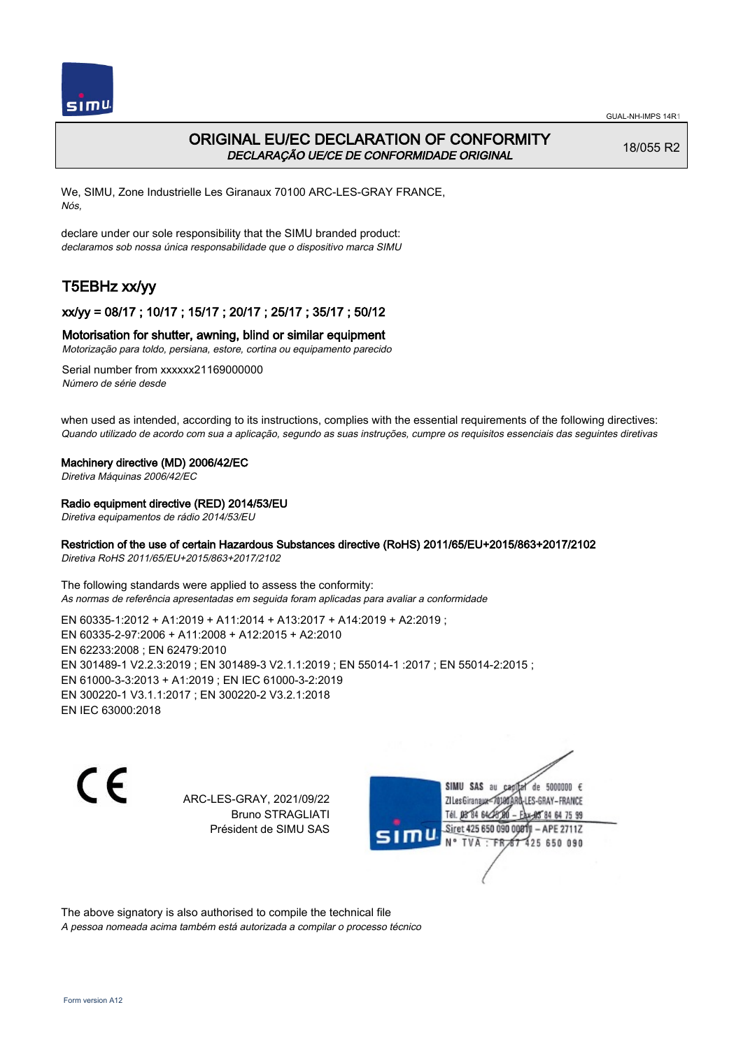# ORIGINAL EU/EC DECLARATION OF CONFORMITY

*DECLARAÇÃO UE/CE DE CONFORMIDADE ORIGINAL*

18/055 R2

We, SIMU, Zone Industrielle Les Giranaux 70100 ARC-LES-GRAY FRANCE,
*Nós,*

declare under our sole responsibility that the SIMU branded product:
*declaramos sob nossa única responsabilidade que o dispositivo marca SIMU*

## T5EBHz xx/yy

### xx/yy = 08/17 ; 10/17 ; 15/17 ; 20/17 ; 25/17 ; 35/17 ; 50/12

### Motorisation for shutter, awning, blind or similar equipment

*Motorização para toldo, persiana, estore, cortina ou equipamento parecido*

Serial number from xxxxxx21169000000
*Número de série desde*

when used as intended, according to its instructions, complies with the essential requirements of the following directives:
*Quando utilizado de acordo com sua a aplicação, segundo as suas instruções, cumpre os requisitos essenciais das seguintes diretivas*

**Machinery directive (MD) 2006/42/EC**
*Diretiva Máquinas 2006/42/EC*

**Radio equipment directive (RED) 2014/53/EU**
*Diretiva equipamentos de rádio 2014/53/EU*

**Restriction of the use of certain Hazardous Substances directive (RoHS) 2011/65/EU+2015/863+2017/2102**
*Diretiva RoHS 2011/65/EU+2015/863+2017/2102*

The following standards were applied to assess the conformity:
*As normas de referência apresentadas em seguida foram aplicadas para avaliar a conformidade*

EN 60335-1:2012 + A1:2019 + A11:2014 + A13:2017 + A14:2019 + A2:2019 ;
EN 60335-2-97:2006 + A11:2008 + A12:2015 + A2:2010
EN 62233:2008 ; EN 62479:2010
EN 301489-1 V2.2.3:2019 ; EN 301489-3 V2.1.1:2019 ; EN 55014-1 :2017 ; EN 55014-2:2015 ;
EN 61000-3-3:2013 + A1:2019 ; EN IEC 61000-3-2:2019
EN 300220-1 V3.1.1:2017 ; EN 300220-2 V3.2.1:2018
EN IEC 63000:2018

CE

ARC-LES-GRAY, 2021/09/22
Bruno STRAGLIATI
Président de SIMU SAS

SIMU SAS au capital de 5000000 €
ZI Les Giranaux 70100 ARC-LES-GRAY - FRANCE
Tél. 03 84 64 75 00 – Fax 03 84 64 75 99
Siret 425 650 090 00811 – APE 2711Z
N° TVA : FR 87 425 650 090

The above signatory is also authorised to compile the technical file
*A pessoa nomeada acima também está autorizada a compilar o processo técnico*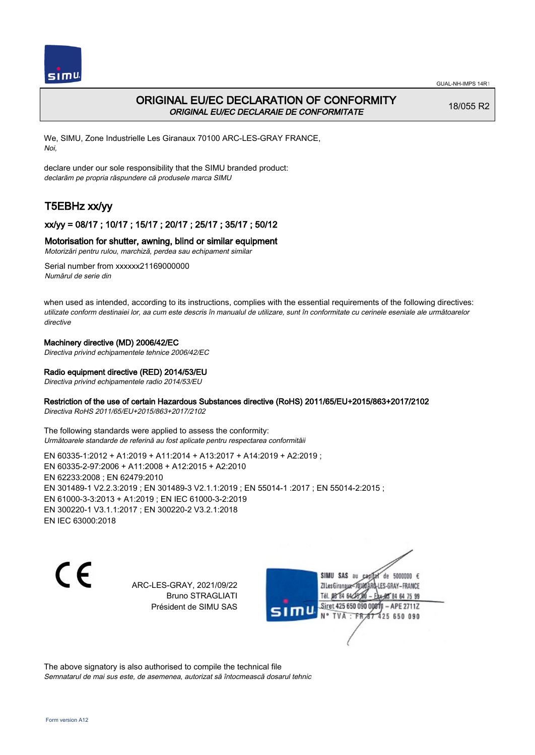# ORIGINAL EU/EC DECLARATION OF CONFORMITY

*ORIGINAL EU/EC DECLARAIE DE CONFORMITATE*

18/055 R2

We, SIMU, Zone Industrielle Les Giranaux 70100 ARC-LES-GRAY FRANCE,
*Noi,*

declare under our sole responsibility that the SIMU branded product:
*declarăm pe propria răspundere că produsele marca SIMU*

## T5EBHz xx/yy

### xx/yy = 08/17 ; 10/17 ; 15/17 ; 20/17 ; 25/17 ; 35/17 ; 50/12

### Motorisation for shutter, awning, blind or similar equipment

*Motorizări pentru rulou, marchiză, perdea sau echipament similar*

Serial number from xxxxxx21169000000
*Numărul de serie din*

when used as intended, according to its instructions, complies with the essential requirements of the following directives:
*utilizate conform destinaiei lor, aa cum este descris în manualul de utilizare, sunt în conformitate cu cerinele eseniale ale următoarelor directive*

**Machinery directive (MD) 2006/42/EC**
*Directiva privind echipamentele tehnice 2006/42/EC*

**Radio equipment directive (RED) 2014/53/EU**
*Directiva privind echipamentele radio 2014/53/EU*

**Restriction of the use of certain Hazardous Substances directive (RoHS) 2011/65/EU+2015/863+2017/2102**
*Directiva RoHS 2011/65/EU+2015/863+2017/2102*

The following standards were applied to assess the conformity:
*Următoarele standarde de referină au fost aplicate pentru respectarea conformităii*

EN 60335-1:2012 + A1:2019 + A11:2014 + A13:2017 + A14:2019 + A2:2019 ;
EN 60335-2-97:2006 + A11:2008 + A12:2015 + A2:2010
EN 62233:2008 ; EN 62479:2010
EN 301489-1 V2.2.3:2019 ; EN 301489-3 V2.1.1:2019 ; EN 55014-1 :2017 ; EN 55014-2:2015 ;
EN 61000-3-3:2013 + A1:2019 ; EN IEC 61000-3-2:2019
EN 300220-1 V3.1.1:2017 ; EN 300220-2 V3.2.1:2018
EN IEC 63000:2018

CE

ARC-LES-GRAY, 2021/09/22
Bruno STRAGLIATI
Président de SIMU SAS

SIMU SAS au capital de 5000000 €
ZI Les Giranaux 70100 ARC-LES-GRAY-FRANCE
Tél. 03 84 64 75 00 – Fax 03 84 64 75 99
Siret 425 650 090 00011 – APE 2711Z
N° TVA : FR 87 425 650 090

The above signatory is also authorised to compile the technical file
*Semnatarul de mai sus este, de asemenea, autorizat să întocmească dosarul tehnic*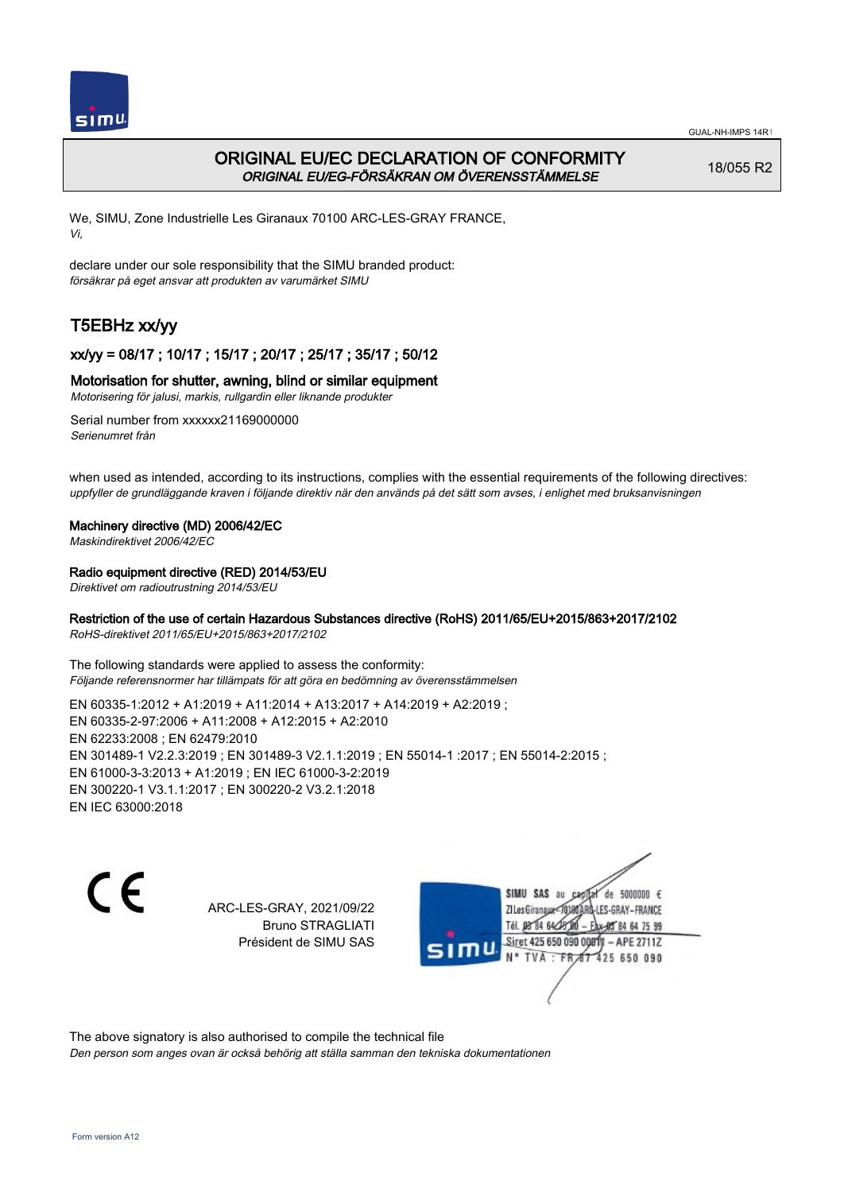GUAL-NH-IMPS 14R1

# ORIGINAL EU/EC DECLARATION OF CONFORMITY
*ORIGINAL EU/EG-FÖRSÄKRAN OM ÖVERENSSTÄMMELSE*

18/055 R2

We, SIMU, Zone Industrielle Les Giranaux 70100 ARC-LES-GRAY FRANCE,
*Vi,*

declare under our sole responsibility that the SIMU branded product:
*försäkrar på eget ansvar att produkten av varumärket SIMU*

## T5EBHz xx/yy

### xx/yy = 08/17 ; 10/17 ; 15/17 ; 20/17 ; 25/17 ; 35/17 ; 50/12

### Motorisation for shutter, awning, blind or similar equipment
*Motorisering för jalusi, markis, rullgardin eller liknande produkter*

Serial number from xxxxxx21169000000
*Serienumret från*

when used as intended, according to its instructions, complies with the essential requirements of the following directives:
*uppfyller de grundläggande kraven i följande direktiv när den används på det sätt som avses, i enlighet med bruksanvisningen*

**Machinery directive (MD) 2006/42/EC**
*Maskindirektivet 2006/42/EC*

**Radio equipment directive (RED) 2014/53/EU**
*Direktivet om radioutrustning 2014/53/EU*

**Restriction of the use of certain Hazardous Substances directive (RoHS) 2011/65/EU+2015/863+2017/2102**
*RoHS-direktivet 2011/65/EU+2015/863+2017/2102*

The following standards were applied to assess the conformity:
*Följande referensnormer har tillämpats för att göra en bedömning av överensstämmelsen*

EN 60335-1:2012 + A1:2019 + A11:2014 + A13:2017 + A14:2019 + A2:2019 ;
EN 60335-2-97:2006 + A11:2008 + A12:2015 + A2:2010
EN 62233:2008 ; EN 62479:2010
EN 301489-1 V2.2.3:2019 ; EN 301489-3 V2.1.1:2019 ; EN 55014-1 :2017 ; EN 55014-2:2015 ;
EN 61000-3-3:2013 + A1:2019 ; EN IEC 61000-3-2:2019
EN 300220-1 V3.1.1:2017 ; EN 300220-2 V3.2.1:2018
EN IEC 63000:2018

CE

ARC-LES-GRAY, 2021/09/22
Bruno STRAGLIATI
Président de SIMU SAS

SIMU SAS au capital de 5000000 €
ZI Les Giranaux 70100 ARC-LES-GRAY – FRANCE
Tél. 03 84 64 75 00 – Fax 03 84 64 75 99
Siret 425 650 090 00011 – APE 2711Z
N° TVA : FR 67 425 650 090

The above signatory is also authorised to compile the technical file
*Den person som anges ovan är också behörig att ställa samman den tekniska dokumentationen*

Form version A12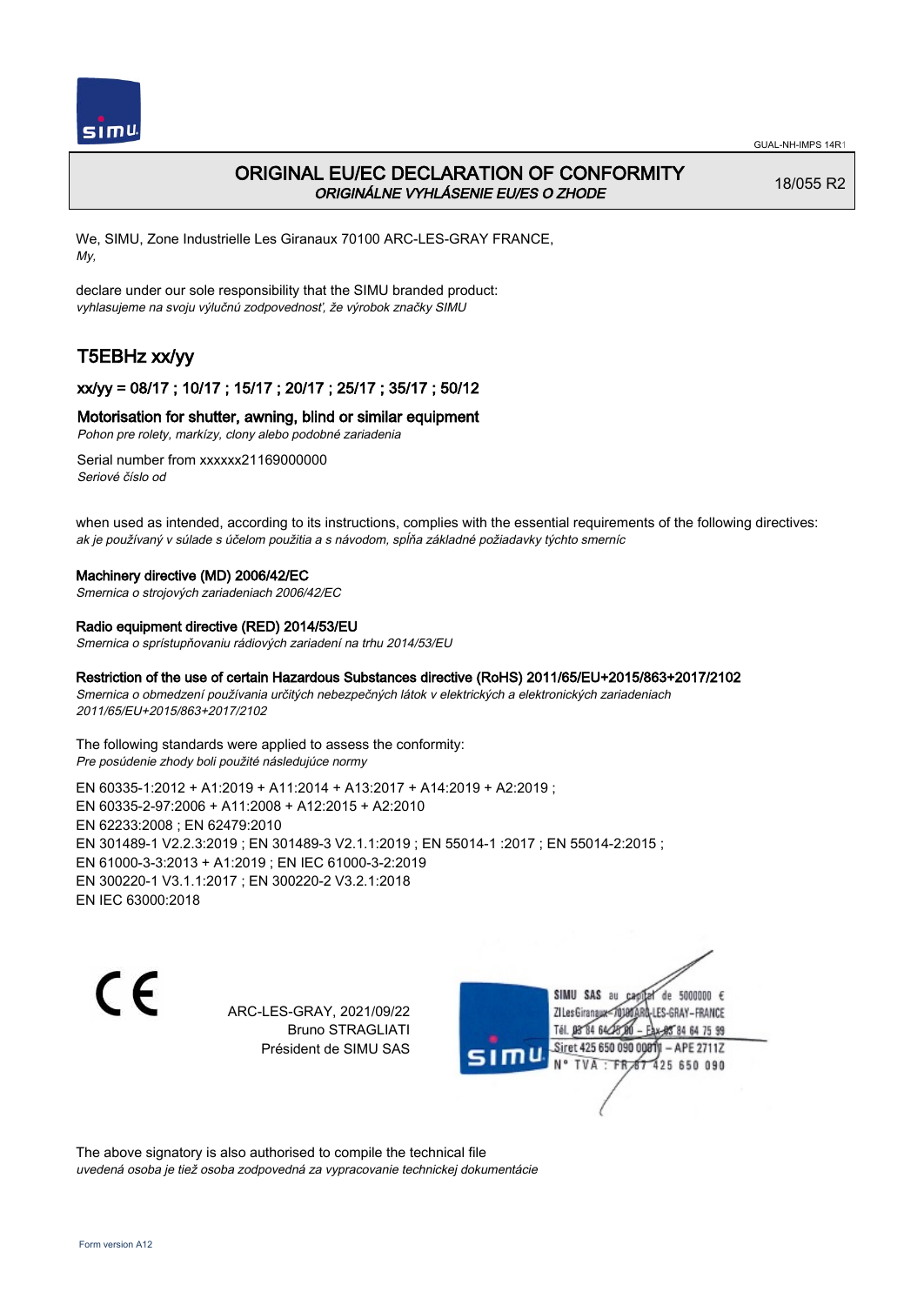# ORIGINAL EU/EC DECLARATION OF CONFORMITY

*ORIGINÁLNE VYHLÁSENIE EU/ES O ZHODE*

18/055 R2

We, SIMU, Zone Industrielle Les Giranaux 70100 ARC-LES-GRAY FRANCE,
*My,*

declare under our sole responsibility that the SIMU branded product:
*vyhlasujeme na svoju výlučnú zodpovednosť, že výrobok značky SIMU*

## T5EBHz xx/yy

### xx/yy = 08/17 ; 10/17 ; 15/17 ; 20/17 ; 25/17 ; 35/17 ; 50/12

### Motorisation for shutter, awning, blind or similar equipment

*Pohon pre rolety, markízy, clony alebo podobné zariadenia*

Serial number from xxxxxx21169000000
*Seriové číslo od*

when used as intended, according to its instructions, complies with the essential requirements of the following directives:
*ak je používaný v súlade s účelom použitia a s návodom, spĺňa základné požiadavky týchto smerníc*

**Machinery directive (MD) 2006/42/EC**
*Smernica o strojových zariadeniach 2006/42/EC*

**Radio equipment directive (RED) 2014/53/EU**
*Smernica o sprístupňovaniu rádiových zariadení na trhu 2014/53/EU*

**Restriction of the use of certain Hazardous Substances directive (RoHS) 2011/65/EU+2015/863+2017/2102**
*Smernica o obmedzení používania určitých nebezpečných látok v elektrických a elektronických zariadeniach 2011/65/EU+2015/863+2017/2102*

The following standards were applied to assess the conformity:
*Pre posúdenie zhody boli použité následujúce normy*

EN 60335-1:2012 + A1:2019 + A11:2014 + A13:2017 + A14:2019 + A2:2019 ;
EN 60335-2-97:2006 + A11:2008 + A12:2015 + A2:2010
EN 62233:2008 ; EN 62479:2010
EN 301489-1 V2.2.3:2019 ; EN 301489-3 V2.1.1:2019 ; EN 55014-1 :2017 ; EN 55014-2:2015 ;
EN 61000-3-3:2013 + A1:2019 ; EN IEC 61000-3-2:2019
EN 300220-1 V3.1.1:2017 ; EN 300220-2 V3.2.1:2018
EN IEC 63000:2018

ARC-LES-GRAY, 2021/09/22
Bruno STRAGLIATI
Président de SIMU SAS

SIMU SAS au capital de 5000000 €
ZI Les Giranaux 70100 ARC-LES-GRAY-FRANCE
Tél. 03 84 64 75 00 – Fax 03 84 64 75 99
Siret 425 650 090 00011 – APE 2711Z
N° TVA : FR 87 425 650 090

The above signatory is also authorised to compile the technical file
*uvedená osoba je tiež osoba zodpovedná za vypracovanie technickej dokumentácie*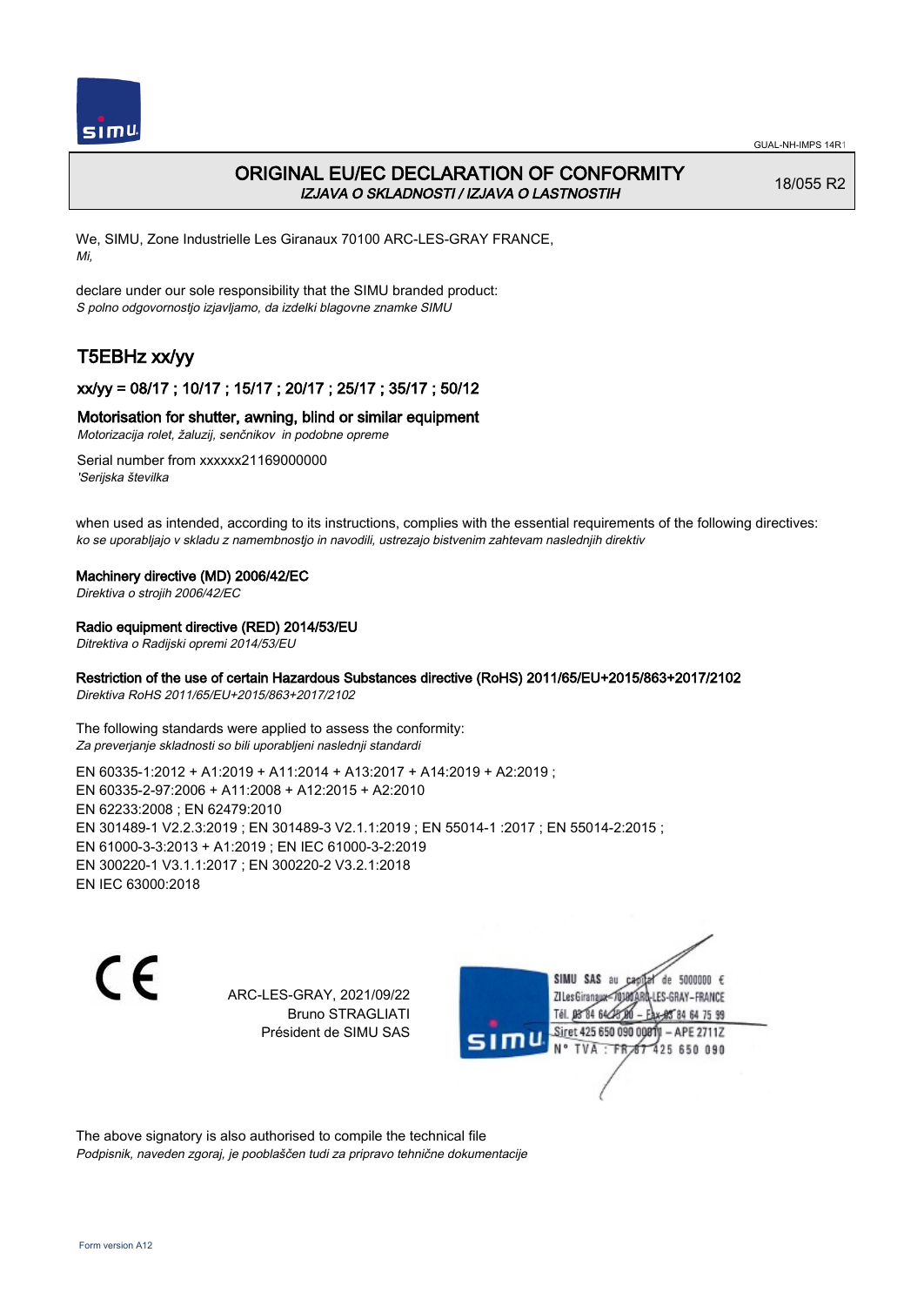# ORIGINAL EU/EC DECLARATION OF CONFORMITY

*IZJAVA O SKLADNOSTI / IZJAVA O LASTNOSTIH*

18/055 R2

We, SIMU, Zone Industrielle Les Giranaux 70100 ARC-LES-GRAY FRANCE,
*Mi,*

declare under our sole responsibility that the SIMU branded product:
*S polno odgovornostjo izjavljamo, da izdelki blagovne znamke SIMU*

## T5EBHz xx/yy

### xx/yy = 08/17 ; 10/17 ; 15/17 ; 20/17 ; 25/17 ; 35/17 ; 50/12

### Motorisation for shutter, awning, blind or similar equipment

*Motorizacija rolet, žaluzij, senčnikov in podobne opreme*

Serial number from xxxxxx21169000000
*'Serijska številka*

when used as intended, according to its instructions, complies with the essential requirements of the following directives:
*ko se uporabljajo v skladu z namembnostjo in navodili, ustrezajo bistvenim zahtevam naslednjih direktiv*

**Machinery directive (MD) 2006/42/EC**
*Direktiva o strojih 2006/42/EC*

**Radio equipment directive (RED) 2014/53/EU**
*Ditrektiva o Radijski opremi 2014/53/EU*

**Restriction of the use of certain Hazardous Substances directive (RoHS) 2011/65/EU+2015/863+2017/2102**
*Direktiva RoHS 2011/65/EU+2015/863+2017/2102*

The following standards were applied to assess the conformity:
*Za preverjanje skladnosti so bili uporabljeni naslednji standardi*

EN 60335-1:2012 + A1:2019 + A11:2014 + A13:2017 + A14:2019 + A2:2019 ;
EN 60335-2-97:2006 + A11:2008 + A12:2015 + A2:2010
EN 62233:2008 ; EN 62479:2010
EN 301489-1 V2.2.3:2019 ; EN 301489-3 V2.1.1:2019 ; EN 55014-1 :2017 ; EN 55014-2:2015 ;
EN 61000-3-3:2013 + A1:2019 ; EN IEC 61000-3-2:2019
EN 300220-1 V3.1.1:2017 ; EN 300220-2 V3.2.1:2018
EN IEC 63000:2018

CE

ARC-LES-GRAY, 2021/09/22
Bruno STRAGLIATI
Président de SIMU SAS

SIMU SAS au capital de 5000000 €
ZI Les Giranaux 70100 ARC-LES-GRAY-FRANCE
Tél. 03 84 64 75 00 – Fax 03 84 64 75 99
Siret 425 650 090 00811 – APE 2711Z
N° TVA : FR87 425 650 090

The above signatory is also authorised to compile the technical file
*Podpisnik, naveden zgoraj, je pooblaščen tudi za pripravo tehnične dokumentacije*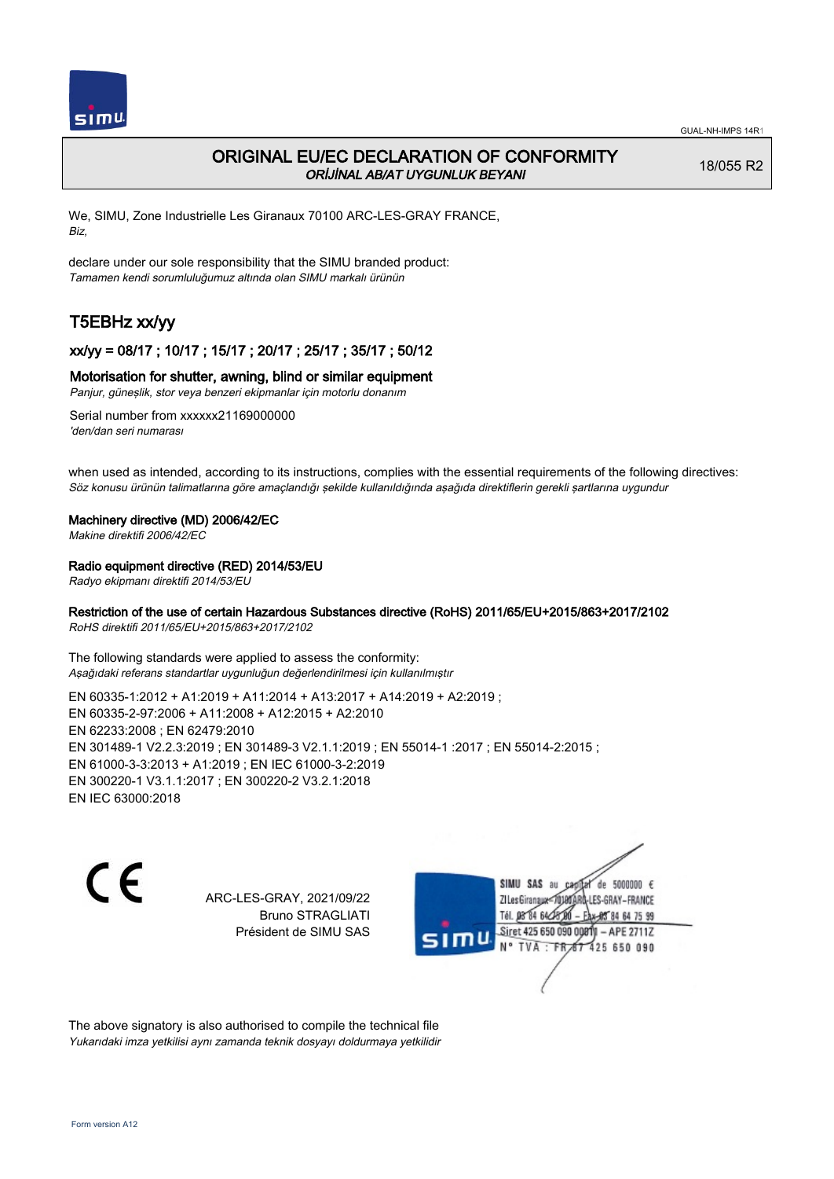GUAL-NH-IMPS 14R1

# ORIGINAL EU/EC DECLARATION OF CONFORMITY
*ORİJİNAL AB/AT UYGUNLUK BEYANI*

18/055 R2

We, SIMU, Zone Industrielle Les Giranaux 70100 ARC-LES-GRAY FRANCE,
*Biz,*

declare under our sole responsibility that the SIMU branded product:
*Tamamen kendi sorumluluğumuz altında olan SIMU markalı ürünün*

## T5EBHz xx/yy

### xx/yy = 08/17 ; 10/17 ; 15/17 ; 20/17 ; 25/17 ; 35/17 ; 50/12

### Motorisation for shutter, awning, blind or similar equipment
*Panjur, güneşlik, stor veya benzeri ekipmanlar için motorlu donanım*

Serial number from xxxxxx21169000000
*'den/dan seri numarası*

when used as intended, according to its instructions, complies with the essential requirements of the following directives:
*Söz konusu ürünün talimatlarına göre amaçlandığı şekilde kullanıldığında aşağıda direktiflerin gerekli şartlarına uygundur*

**Machinery directive (MD) 2006/42/EC**
*Makine direktifi 2006/42/EC*

**Radio equipment directive (RED) 2014/53/EU**
*Radyo ekipmanı direktifi 2014/53/EU*

**Restriction of the use of certain Hazardous Substances directive (RoHS) 2011/65/EU+2015/863+2017/2102**
*RoHS direktifi 2011/65/EU+2015/863+2017/2102*

The following standards were applied to assess the conformity:
*Aşağıdaki referans standartlar uygunluğun değerlendirilmesi için kullanılmıştır*

EN 60335-1:2012 + A1:2019 + A11:2014 + A13:2017 + A14:2019 + A2:2019 ;
EN 60335-2-97:2006 + A11:2008 + A12:2015 + A2:2010
EN 62233:2008 ; EN 62479:2010
EN 301489-1 V2.2.3:2019 ; EN 301489-3 V2.1.1:2019 ; EN 55014-1 :2017 ; EN 55014-2:2015 ;
EN 61000-3-3:2013 + A1:2019 ; EN IEC 61000-3-2:2019
EN 300220-1 V3.1.1:2017 ; EN 300220-2 V3.2.1:2018
EN IEC 63000:2018

CE

ARC-LES-GRAY, 2021/09/22
Bruno STRAGLIATI
Président de SIMU SAS

SIMU SAS au capital de 5000000 €
ZI Les Giranaux 70100 ARC-LES-GRAY-FRANCE
Tél. 03 84 64 75 00 – Fax 03 84 64 75 99
Siret 425 650 090 00011 – APE 2711Z
N° TVA : FR 87 425 650 090

The above signatory is also authorised to compile the technical file
*Yukarıdaki imza yetkilisi aynı zamanda teknik dosyayı doldurmaya yetkilidir*

Form version A12